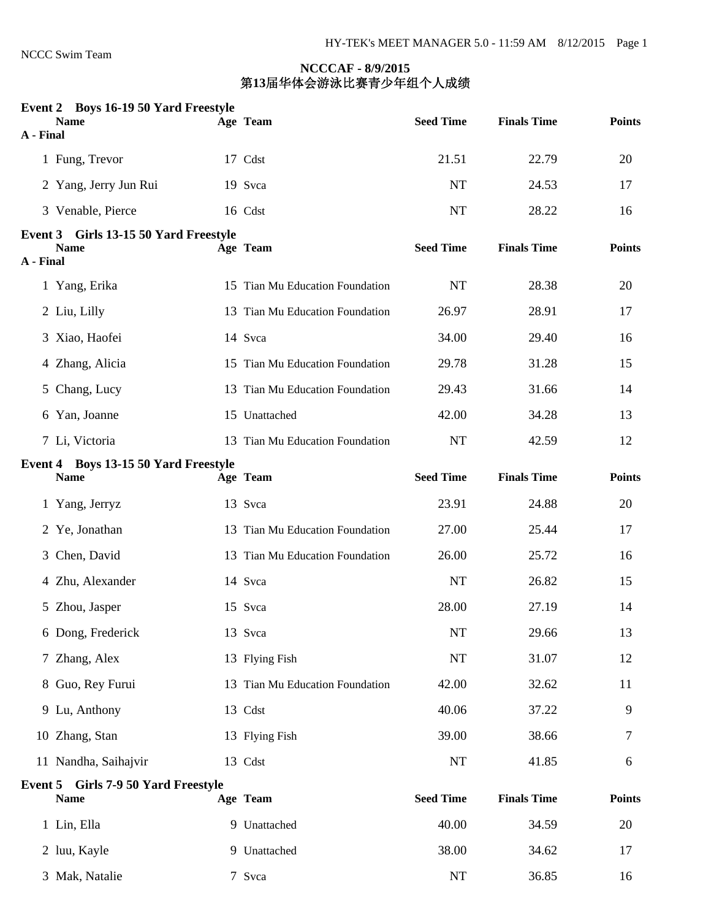NCCC Swim Team

# NCCCAF - 8/9/2015
## 第13届华体会游泳比赛青少年组个人成绩

### Event 2 Boys 16-19 50 Yard Freestyle

**A - Final**

| | Name | Age | Team | Seed Time | Finals Time | Points |
|---|---|---|---|---|---|---|
| 1 | Fung, Trevor | 17 | Cdst | 21.51 | 22.79 | 20 |
| 2 | Yang, Jerry Jun Rui | 19 | Svca | NT | 24.53 | 17 |
| 3 | Venable, Pierce | 16 | Cdst | NT | 28.22 | 16 |

### Event 3 Girls 13-15 50 Yard Freestyle

**A - Final**

| | Name | Age | Team | Seed Time | Finals Time | Points |
|---|---|---|---|---|---|---|
| 1 | Yang, Erika | 15 | Tian Mu Education Foundation | NT | 28.38 | 20 |
| 2 | Liu, Lilly | 13 | Tian Mu Education Foundation | 26.97 | 28.91 | 17 |
| 3 | Xiao, Haofei | 14 | Svca | 34.00 | 29.40 | 16 |
| 4 | Zhang, Alicia | 15 | Tian Mu Education Foundation | 29.78 | 31.28 | 15 |
| 5 | Chang, Lucy | 13 | Tian Mu Education Foundation | 29.43 | 31.66 | 14 |
| 6 | Yan, Joanne | 15 | Unattached | 42.00 | 34.28 | 13 |
| 7 | Li, Victoria | 13 | Tian Mu Education Foundation | NT | 42.59 | 12 |

### Event 4 Boys 13-15 50 Yard Freestyle

| | Name | Age | Team | Seed Time | Finals Time | Points |
|---|---|---|---|---|---|---|
| 1 | Yang, Jerryz | 13 | Svca | 23.91 | 24.88 | 20 |
| 2 | Ye, Jonathan | 13 | Tian Mu Education Foundation | 27.00 | 25.44 | 17 |
| 3 | Chen, David | 13 | Tian Mu Education Foundation | 26.00 | 25.72 | 16 |
| 4 | Zhu, Alexander | 14 | Svca | NT | 26.82 | 15 |
| 5 | Zhou, Jasper | 15 | Svca | 28.00 | 27.19 | 14 |
| 6 | Dong, Frederick | 13 | Svca | NT | 29.66 | 13 |
| 7 | Zhang, Alex | 13 | Flying Fish | NT | 31.07 | 12 |
| 8 | Guo, Rey Furui | 13 | Tian Mu Education Foundation | 42.00 | 32.62 | 11 |
| 9 | Lu, Anthony | 13 | Cdst | 40.06 | 37.22 | 9 |
| 10 | Zhang, Stan | 13 | Flying Fish | 39.00 | 38.66 | 7 |
| 11 | Nandha, Saihajvir | 13 | Cdst | NT | 41.85 | 6 |

### Event 5 Girls 7-9 50 Yard Freestyle

| | Name | Age | Team | Seed Time | Finals Time | Points |
|---|---|---|---|---|---|---|
| 1 | Lin, Ella | 9 | Unattached | 40.00 | 34.59 | 20 |
| 2 | luu, Kayle | 9 | Unattached | 38.00 | 34.62 | 17 |
| 3 | Mak, Natalie | 7 | Svca | NT | 36.85 | 16 |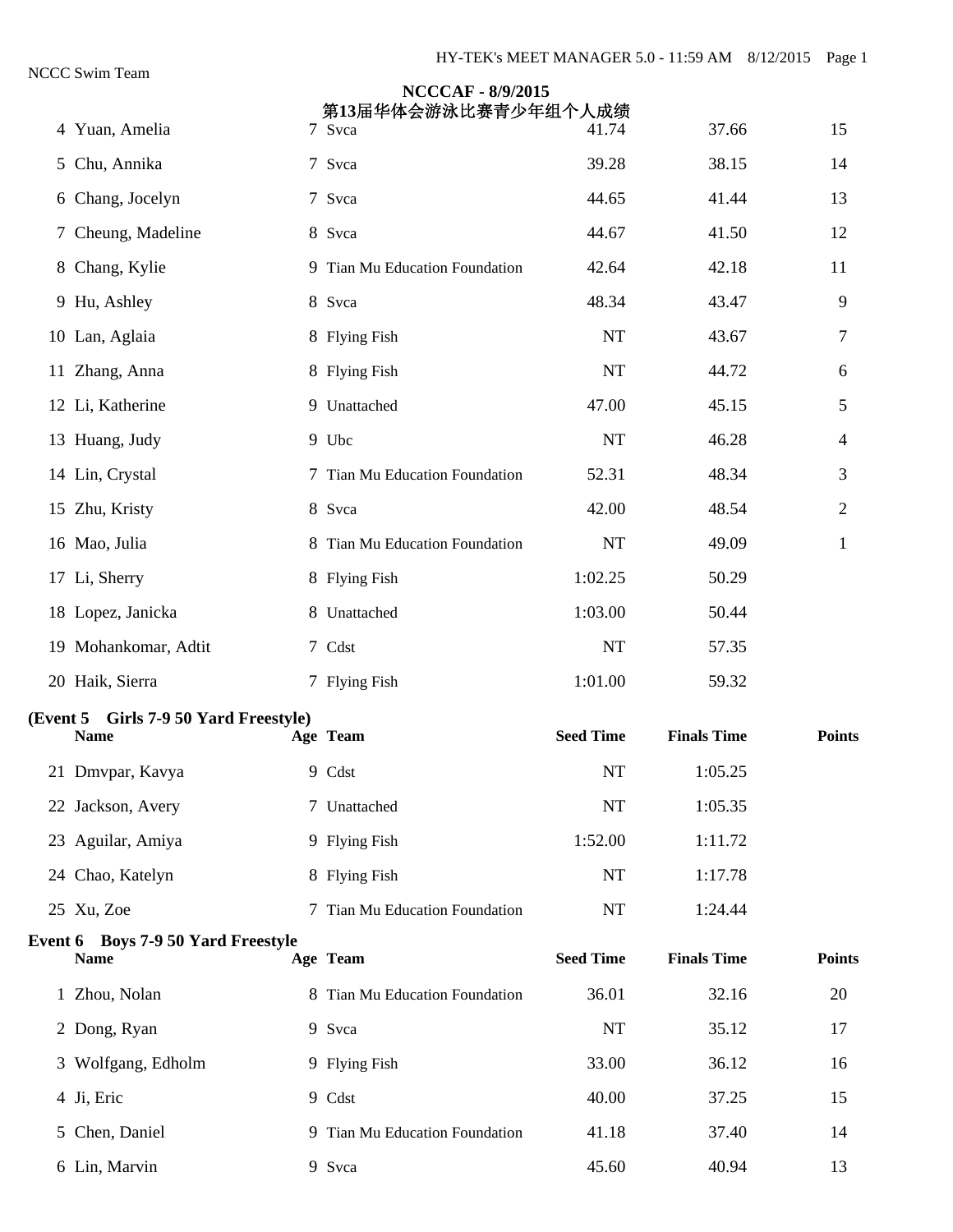NCCC Swim Team

**NCCCAF - 8/9/2015**

**第13届华体会游泳比赛青少年组个人成绩**

| | Name | Age | Team | Seed Time | Finals Time | Points |
|---|---|---|---|---|---|---|
| 4 | Yuan, Amelia | 7 | Svca | 41.74 | 37.66 | 15 |
| 5 | Chu, Annika | 7 | Svca | 39.28 | 38.15 | 14 |
| 6 | Chang, Jocelyn | 7 | Svca | 44.65 | 41.44 | 13 |
| 7 | Cheung, Madeline | 8 | Svca | 44.67 | 41.50 | 12 |
| 8 | Chang, Kylie | 9 | Tian Mu Education Foundation | 42.64 | 42.18 | 11 |
| 9 | Hu, Ashley | 8 | Svca | 48.34 | 43.47 | 9 |
| 10 | Lan, Aglaia | 8 | Flying Fish | NT | 43.67 | 7 |
| 11 | Zhang, Anna | 8 | Flying Fish | NT | 44.72 | 6 |
| 12 | Li, Katherine | 9 | Unattached | 47.00 | 45.15 | 5 |
| 13 | Huang, Judy | 9 | Ubc | NT | 46.28 | 4 |
| 14 | Lin, Crystal | 7 | Tian Mu Education Foundation | 52.31 | 48.34 | 3 |
| 15 | Zhu, Kristy | 8 | Svca | 42.00 | 48.54 | 2 |
| 16 | Mao, Julia | 8 | Tian Mu Education Foundation | NT | 49.09 | 1 |
| 17 | Li, Sherry | 8 | Flying Fish | 1:02.25 | 50.29 | |
| 18 | Lopez, Janicka | 8 | Unattached | 1:03.00 | 50.44 | |
| 19 | Mohankomar, Adtit | 7 | Cdst | NT | 57.35 | |
| 20 | Haik, Sierra | 7 | Flying Fish | 1:01.00 | 59.32 | |

**(Event 5 Girls 7-9 50 Yard Freestyle)**

| | Name | Age | Team | Seed Time | Finals Time | Points |
|---|---|---|---|---|---|---|
| 21 | Dmvpar, Kavya | 9 | Cdst | NT | 1:05.25 | |
| 22 | Jackson, Avery | 7 | Unattached | NT | 1:05.35 | |
| 23 | Aguilar, Amiya | 9 | Flying Fish | 1:52.00 | 1:11.72 | |
| 24 | Chao, Katelyn | 8 | Flying Fish | NT | 1:17.78 | |
| 25 | Xu, Zoe | 7 | Tian Mu Education Foundation | NT | 1:24.44 | |

**Event 6 Boys 7-9 50 Yard Freestyle**

| | Name | Age | Team | Seed Time | Finals Time | Points |
|---|---|---|---|---|---|---|
| 1 | Zhou, Nolan | 8 | Tian Mu Education Foundation | 36.01 | 32.16 | 20 |
| 2 | Dong, Ryan | 9 | Svca | NT | 35.12 | 17 |
| 3 | Wolfgang, Edholm | 9 | Flying Fish | 33.00 | 36.12 | 16 |
| 4 | Ji, Eric | 9 | Cdst | 40.00 | 37.25 | 15 |
| 5 | Chen, Daniel | 9 | Tian Mu Education Foundation | 41.18 | 37.40 | 14 |
| 6 | Lin, Marvin | 9 | Svca | 45.60 | 40.94 | 13 |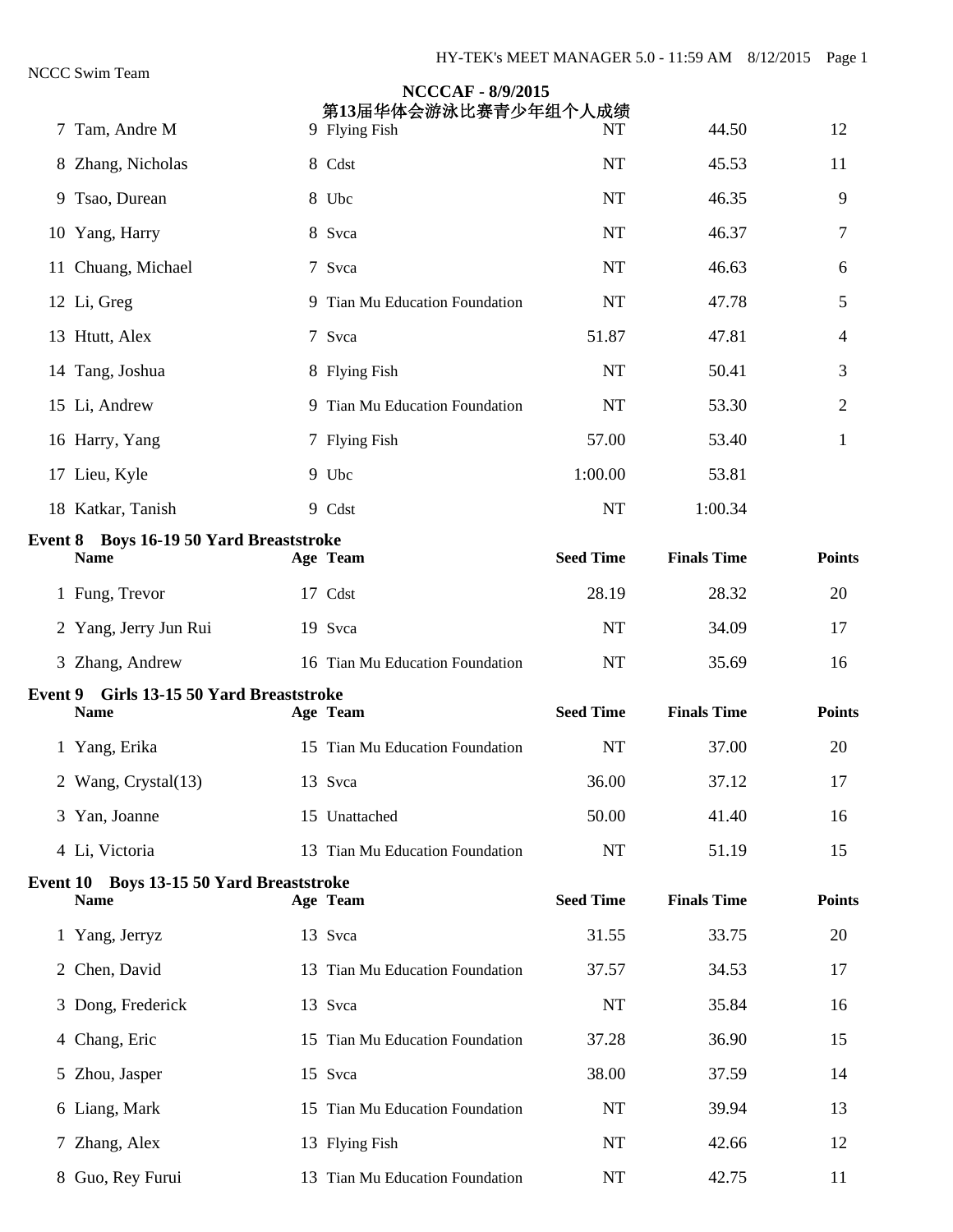**NCCCAF - 8/9/2015**

**第13届华体会游泳比赛青少年组个人成绩**

| | Name | Age | Team | Seed Time | Finals Time | Points |
|---|---|---|---|---|---|---|
| 7 | Tam, Andre M | 9 | Flying Fish | NT | 44.50 | 12 |
| 8 | Zhang, Nicholas | 8 | Cdst | NT | 45.53 | 11 |
| 9 | Tsao, Durean | 8 | Ubc | NT | 46.35 | 9 |
| 10 | Yang, Harry | 8 | Svca | NT | 46.37 | 7 |
| 11 | Chuang, Michael | 7 | Svca | NT | 46.63 | 6 |
| 12 | Li, Greg | 9 | Tian Mu Education Foundation | NT | 47.78 | 5 |
| 13 | Htutt, Alex | 7 | Svca | 51.87 | 47.81 | 4 |
| 14 | Tang, Joshua | 8 | Flying Fish | NT | 50.41 | 3 |
| 15 | Li, Andrew | 9 | Tian Mu Education Foundation | NT | 53.30 | 2 |
| 16 | Harry, Yang | 7 | Flying Fish | 57.00 | 53.40 | 1 |
| 17 | Lieu, Kyle | 9 | Ubc | 1:00.00 | 53.81 | |
| 18 | Katkar, Tanish | 9 | Cdst | NT | 1:00.34 | |

**Event 8 Boys 16-19 50 Yard Breaststroke**

| | Name | Age | Team | Seed Time | Finals Time | Points |
|---|---|---|---|---|---|---|
| 1 | Fung, Trevor | 17 | Cdst | 28.19 | 28.32 | 20 |
| 2 | Yang, Jerry Jun Rui | 19 | Svca | NT | 34.09 | 17 |
| 3 | Zhang, Andrew | 16 | Tian Mu Education Foundation | NT | 35.69 | 16 |

**Event 9 Girls 13-15 50 Yard Breaststroke**

| | Name | Age | Team | Seed Time | Finals Time | Points |
|---|---|---|---|---|---|---|
| 1 | Yang, Erika | 15 | Tian Mu Education Foundation | NT | 37.00 | 20 |
| 2 | Wang, Crystal(13) | 13 | Svca | 36.00 | 37.12 | 17 |
| 3 | Yan, Joanne | 15 | Unattached | 50.00 | 41.40 | 16 |
| 4 | Li, Victoria | 13 | Tian Mu Education Foundation | NT | 51.19 | 15 |

**Event 10 Boys 13-15 50 Yard Breaststroke**

| | Name | Age | Team | Seed Time | Finals Time | Points |
|---|---|---|---|---|---|---|
| 1 | Yang, Jerryz | 13 | Svca | 31.55 | 33.75 | 20 |
| 2 | Chen, David | 13 | Tian Mu Education Foundation | 37.57 | 34.53 | 17 |
| 3 | Dong, Frederick | 13 | Svca | NT | 35.84 | 16 |
| 4 | Chang, Eric | 15 | Tian Mu Education Foundation | 37.28 | 36.90 | 15 |
| 5 | Zhou, Jasper | 15 | Svca | 38.00 | 37.59 | 14 |
| 6 | Liang, Mark | 15 | Tian Mu Education Foundation | NT | 39.94 | 13 |
| 7 | Zhang, Alex | 13 | Flying Fish | NT | 42.66 | 12 |
| 8 | Guo, Rey Furui | 13 | Tian Mu Education Foundation | NT | 42.75 | 11 |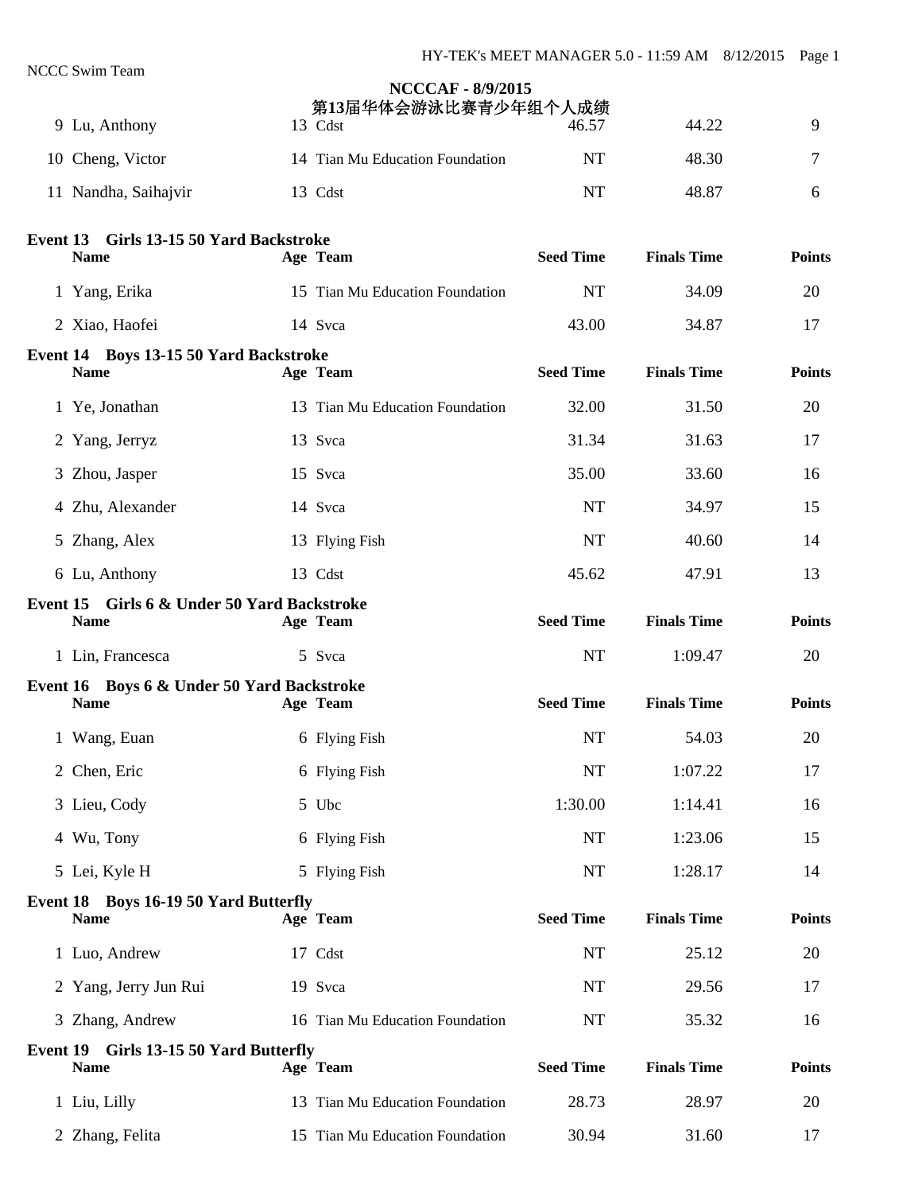NCCCAF - 8/9/2015

第13届华体会游泳比赛青少年组个人成绩

| | Name | Age | Team | Seed Time | Finals Time | Points |
|---|---|---|---|---|---|---|
| 9 | Lu, Anthony | 13 | Cdst | 46.57 | 44.22 | 9 |
| 10 | Cheng, Victor | 14 | Tian Mu Education Foundation | NT | 48.30 | 7 |
| 11 | Nandha, Saihajvir | 13 | Cdst | NT | 48.87 | 6 |

**Event 13 Girls 13-15 50 Yard Backstroke**

| | Name | Age | Team | Seed Time | Finals Time | Points |
|---|---|---|---|---|---|---|
| 1 | Yang, Erika | 15 | Tian Mu Education Foundation | NT | 34.09 | 20 |
| 2 | Xiao, Haofei | 14 | Svca | 43.00 | 34.87 | 17 |

**Event 14 Boys 13-15 50 Yard Backstroke**

| | Name | Age | Team | Seed Time | Finals Time | Points |
|---|---|---|---|---|---|---|
| 1 | Ye, Jonathan | 13 | Tian Mu Education Foundation | 32.00 | 31.50 | 20 |
| 2 | Yang, Jerryz | 13 | Svca | 31.34 | 31.63 | 17 |
| 3 | Zhou, Jasper | 15 | Svca | 35.00 | 33.60 | 16 |
| 4 | Zhu, Alexander | 14 | Svca | NT | 34.97 | 15 |
| 5 | Zhang, Alex | 13 | Flying Fish | NT | 40.60 | 14 |
| 6 | Lu, Anthony | 13 | Cdst | 45.62 | 47.91 | 13 |

**Event 15 Girls 6 & Under 50 Yard Backstroke**

| | Name | Age | Team | Seed Time | Finals Time | Points |
|---|---|---|---|---|---|---|
| 1 | Lin, Francesca | 5 | Svca | NT | 1:09.47 | 20 |

**Event 16 Boys 6 & Under 50 Yard Backstroke**

| | Name | Age | Team | Seed Time | Finals Time | Points |
|---|---|---|---|---|---|---|
| 1 | Wang, Euan | 6 | Flying Fish | NT | 54.03 | 20 |
| 2 | Chen, Eric | 6 | Flying Fish | NT | 1:07.22 | 17 |
| 3 | Lieu, Cody | 5 | Ubc | 1:30.00 | 1:14.41 | 16 |
| 4 | Wu, Tony | 6 | Flying Fish | NT | 1:23.06 | 15 |
| 5 | Lei, Kyle H | 5 | Flying Fish | NT | 1:28.17 | 14 |

**Event 18 Boys 16-19 50 Yard Butterfly**

| | Name | Age | Team | Seed Time | Finals Time | Points |
|---|---|---|---|---|---|---|
| 1 | Luo, Andrew | 17 | Cdst | NT | 25.12 | 20 |
| 2 | Yang, Jerry Jun Rui | 19 | Svca | NT | 29.56 | 17 |
| 3 | Zhang, Andrew | 16 | Tian Mu Education Foundation | NT | 35.32 | 16 |

**Event 19 Girls 13-15 50 Yard Butterfly**

| | Name | Age | Team | Seed Time | Finals Time | Points |
|---|---|---|---|---|---|---|
| 1 | Liu, Lilly | 13 | Tian Mu Education Foundation | 28.73 | 28.97 | 20 |
| 2 | Zhang, Felita | 15 | Tian Mu Education Foundation | 30.94 | 31.60 | 17 |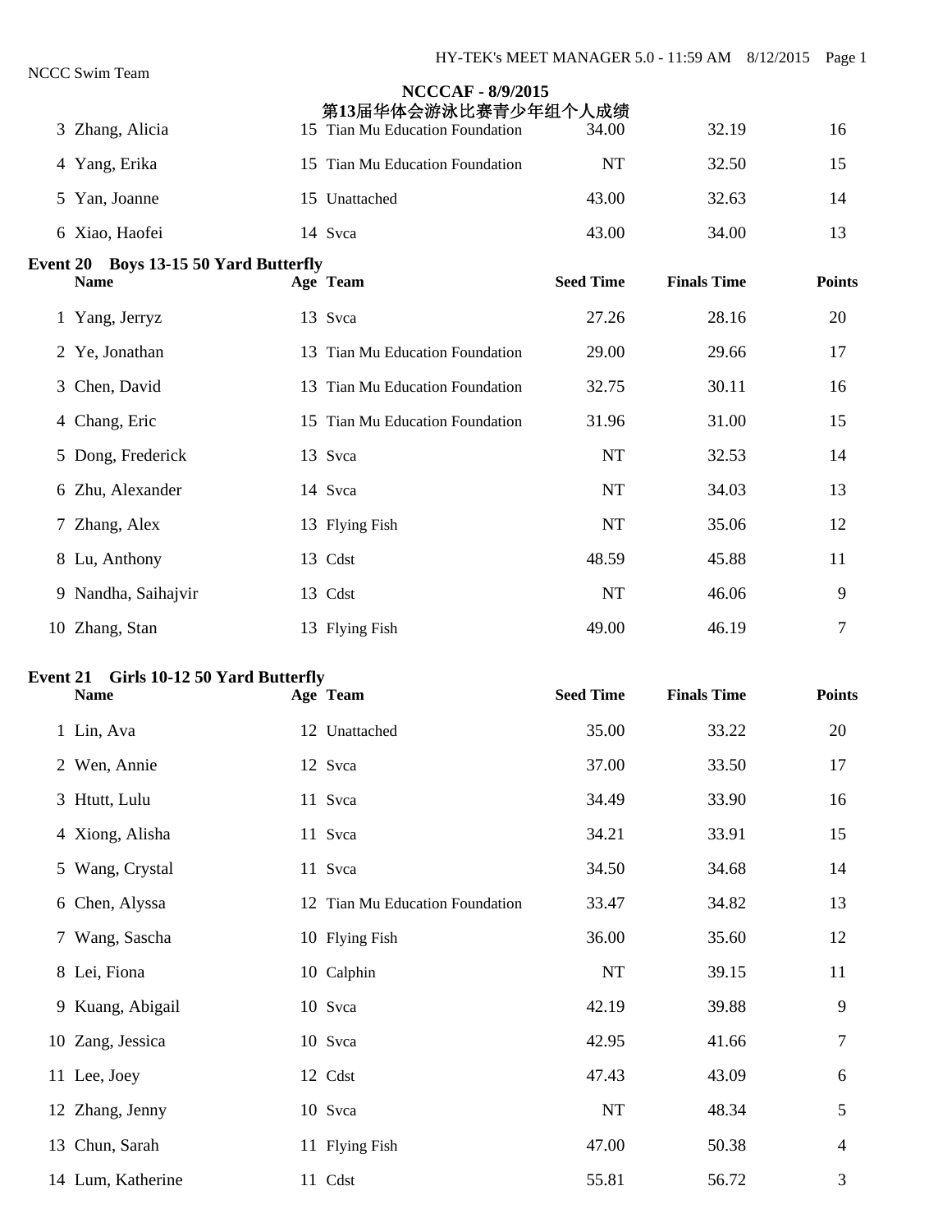NCCC Swim Team

**NCCCAF - 8/9/2015**

**第13届华体会游泳比赛青少年组个人成绩**

| | Name | Age | Team | Seed Time | Finals Time | Points |
|---|---|---|---|---|---|---|
| 3 | Zhang, Alicia | 15 | Tian Mu Education Foundation | 34.00 | 32.19 | 16 |
| 4 | Yang, Erika | 15 | Tian Mu Education Foundation | NT | 32.50 | 15 |
| 5 | Yan, Joanne | 15 | Unattached | 43.00 | 32.63 | 14 |
| 6 | Xiao, Haofei | 14 | Svca | 43.00 | 34.00 | 13 |

**Event 20 Boys 13-15 50 Yard Butterfly**

| | Name | Age | Team | Seed Time | Finals Time | Points |
|---|---|---|---|---|---|---|
| 1 | Yang, Jerryz | 13 | Svca | 27.26 | 28.16 | 20 |
| 2 | Ye, Jonathan | 13 | Tian Mu Education Foundation | 29.00 | 29.66 | 17 |
| 3 | Chen, David | 13 | Tian Mu Education Foundation | 32.75 | 30.11 | 16 |
| 4 | Chang, Eric | 15 | Tian Mu Education Foundation | 31.96 | 31.00 | 15 |
| 5 | Dong, Frederick | 13 | Svca | NT | 32.53 | 14 |
| 6 | Zhu, Alexander | 14 | Svca | NT | 34.03 | 13 |
| 7 | Zhang, Alex | 13 | Flying Fish | NT | 35.06 | 12 |
| 8 | Lu, Anthony | 13 | Cdst | 48.59 | 45.88 | 11 |
| 9 | Nandha, Saihajvir | 13 | Cdst | NT | 46.06 | 9 |
| 10 | Zhang, Stan | 13 | Flying Fish | 49.00 | 46.19 | 7 |

**Event 21 Girls 10-12 50 Yard Butterfly**

| | Name | Age | Team | Seed Time | Finals Time | Points |
|---|---|---|---|---|---|---|
| 1 | Lin, Ava | 12 | Unattached | 35.00 | 33.22 | 20 |
| 2 | Wen, Annie | 12 | Svca | 37.00 | 33.50 | 17 |
| 3 | Htutt, Lulu | 11 | Svca | 34.49 | 33.90 | 16 |
| 4 | Xiong, Alisha | 11 | Svca | 34.21 | 33.91 | 15 |
| 5 | Wang, Crystal | 11 | Svca | 34.50 | 34.68 | 14 |
| 6 | Chen, Alyssa | 12 | Tian Mu Education Foundation | 33.47 | 34.82 | 13 |
| 7 | Wang, Sascha | 10 | Flying Fish | 36.00 | 35.60 | 12 |
| 8 | Lei, Fiona | 10 | Calphin | NT | 39.15 | 11 |
| 9 | Kuang, Abigail | 10 | Svca | 42.19 | 39.88 | 9 |
| 10 | Zang, Jessica | 10 | Svca | 42.95 | 41.66 | 7 |
| 11 | Lee, Joey | 12 | Cdst | 47.43 | 43.09 | 6 |
| 12 | Zhang, Jenny | 10 | Svca | NT | 48.34 | 5 |
| 13 | Chun, Sarah | 11 | Flying Fish | 47.00 | 50.38 | 4 |
| 14 | Lum, Katherine | 11 | Cdst | 55.81 | 56.72 | 3 |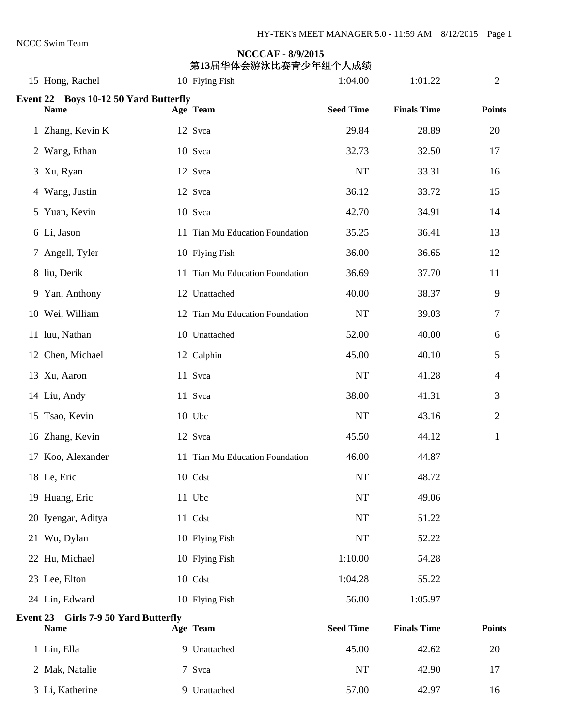NCCC Swim Team

**NCCCAF - 8/9/2015**
**第13届华体会游泳比赛青少年组个人成绩**

| | Name | Age | Team | Seed Time | Finals Time | Points |
|---|---|---|---|---|---|---|
| 15 | Hong, Rachel | 10 | Flying Fish | 1:04.00 | 1:01.22 | 2 |

**Event 22 Boys 10-12 50 Yard Butterfly**

| | Name | Age | Team | Seed Time | Finals Time | Points |
|---|---|---|---|---|---|---|
| 1 | Zhang, Kevin K | 12 | Svca | 29.84 | 28.89 | 20 |
| 2 | Wang, Ethan | 10 | Svca | 32.73 | 32.50 | 17 |
| 3 | Xu, Ryan | 12 | Svca | NT | 33.31 | 16 |
| 4 | Wang, Justin | 12 | Svca | 36.12 | 33.72 | 15 |
| 5 | Yuan, Kevin | 10 | Svca | 42.70 | 34.91 | 14 |
| 6 | Li, Jason | 11 | Tian Mu Education Foundation | 35.25 | 36.41 | 13 |
| 7 | Angell, Tyler | 10 | Flying Fish | 36.00 | 36.65 | 12 |
| 8 | liu, Derik | 11 | Tian Mu Education Foundation | 36.69 | 37.70 | 11 |
| 9 | Yan, Anthony | 12 | Unattached | 40.00 | 38.37 | 9 |
| 10 | Wei, William | 12 | Tian Mu Education Foundation | NT | 39.03 | 7 |
| 11 | luu, Nathan | 10 | Unattached | 52.00 | 40.00 | 6 |
| 12 | Chen, Michael | 12 | Calphin | 45.00 | 40.10 | 5 |
| 13 | Xu, Aaron | 11 | Svca | NT | 41.28 | 4 |
| 14 | Liu, Andy | 11 | Svca | 38.00 | 41.31 | 3 |
| 15 | Tsao, Kevin | 10 | Ubc | NT | 43.16 | 2 |
| 16 | Zhang, Kevin | 12 | Svca | 45.50 | 44.12 | 1 |
| 17 | Koo, Alexander | 11 | Tian Mu Education Foundation | 46.00 | 44.87 | |
| 18 | Le, Eric | 10 | Cdst | NT | 48.72 | |
| 19 | Huang, Eric | 11 | Ubc | NT | 49.06 | |
| 20 | Iyengar, Aditya | 11 | Cdst | NT | 51.22 | |
| 21 | Wu, Dylan | 10 | Flying Fish | NT | 52.22 | |
| 22 | Hu, Michael | 10 | Flying Fish | 1:10.00 | 54.28 | |
| 23 | Lee, Elton | 10 | Cdst | 1:04.28 | 55.22 | |
| 24 | Lin, Edward | 10 | Flying Fish | 56.00 | 1:05.97 | |

**Event 23 Girls 7-9 50 Yard Butterfly**

| | Name | Age | Team | Seed Time | Finals Time | Points |
|---|---|---|---|---|---|---|
| 1 | Lin, Ella | 9 | Unattached | 45.00 | 42.62 | 20 |
| 2 | Mak, Natalie | 7 | Svca | NT | 42.90 | 17 |
| 3 | Li, Katherine | 9 | Unattached | 57.00 | 42.97 | 16 |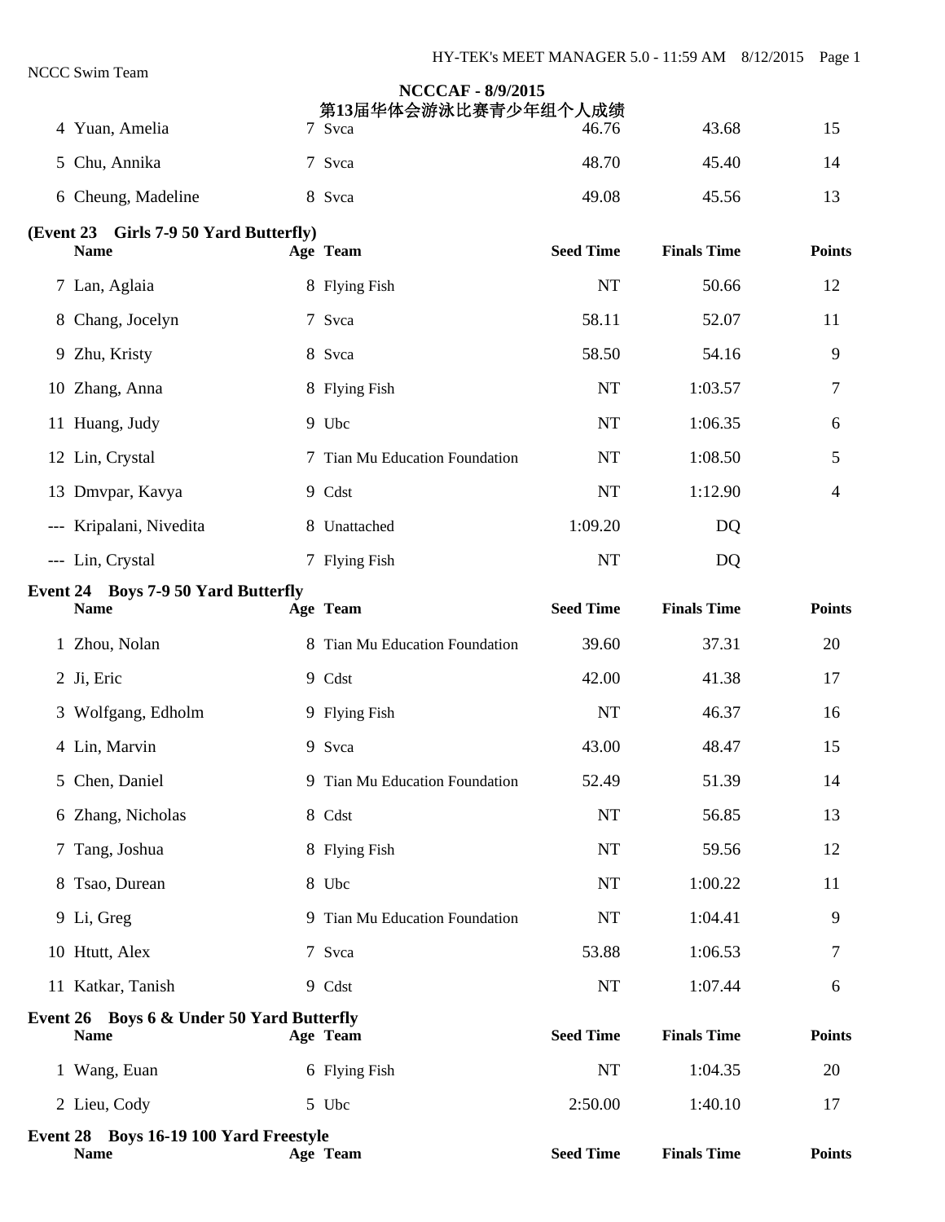## NCCCAF - 8/9/2015

## 第13届华体会游泳比赛青少年组个人成绩

| | Name | Age | Team | Seed Time | Finals Time | Points |
|---|---|---|---|---|---|---|
| 4 | Yuan, Amelia | 7 | Svca | 46.76 | 43.68 | 15 |
| 5 | Chu, Annika | 7 | Svca | 48.70 | 45.40 | 14 |
| 6 | Cheung, Madeline | 8 | Svca | 49.08 | 45.56 | 13 |

### (Event 23 Girls 7-9 50 Yard Butterfly)

| | Name | Age | Team | Seed Time | Finals Time | Points |
|---|---|---|---|---|---|---|
| 7 | Lan, Aglaia | 8 | Flying Fish | NT | 50.66 | 12 |
| 8 | Chang, Jocelyn | 7 | Svca | 58.11 | 52.07 | 11 |
| 9 | Zhu, Kristy | 8 | Svca | 58.50 | 54.16 | 9 |
| 10 | Zhang, Anna | 8 | Flying Fish | NT | 1:03.57 | 7 |
| 11 | Huang, Judy | 9 | Ubc | NT | 1:06.35 | 6 |
| 12 | Lin, Crystal | 7 | Tian Mu Education Foundation | NT | 1:08.50 | 5 |
| 13 | Dmvpar, Kavya | 9 | Cdst | NT | 1:12.90 | 4 |
| --- | Kripalani, Nivedita | 8 | Unattached | 1:09.20 | DQ | |
| --- | Lin, Crystal | 7 | Flying Fish | NT | DQ | |

### Event 24 Boys 7-9 50 Yard Butterfly

| | Name | Age | Team | Seed Time | Finals Time | Points |
|---|---|---|---|---|---|---|
| 1 | Zhou, Nolan | 8 | Tian Mu Education Foundation | 39.60 | 37.31 | 20 |
| 2 | Ji, Eric | 9 | Cdst | 42.00 | 41.38 | 17 |
| 3 | Wolfgang, Edholm | 9 | Flying Fish | NT | 46.37 | 16 |
| 4 | Lin, Marvin | 9 | Svca | 43.00 | 48.47 | 15 |
| 5 | Chen, Daniel | 9 | Tian Mu Education Foundation | 52.49 | 51.39 | 14 |
| 6 | Zhang, Nicholas | 8 | Cdst | NT | 56.85 | 13 |
| 7 | Tang, Joshua | 8 | Flying Fish | NT | 59.56 | 12 |
| 8 | Tsao, Durean | 8 | Ubc | NT | 1:00.22 | 11 |
| 9 | Li, Greg | 9 | Tian Mu Education Foundation | NT | 1:04.41 | 9 |
| 10 | Htutt, Alex | 7 | Svca | 53.88 | 1:06.53 | 7 |
| 11 | Katkar, Tanish | 9 | Cdst | NT | 1:07.44 | 6 |

### Event 26 Boys 6 & Under 50 Yard Butterfly

| | Name | Age | Team | Seed Time | Finals Time | Points |
|---|---|---|---|---|---|---|
| 1 | Wang, Euan | 6 | Flying Fish | NT | 1:04.35 | 20 |
| 2 | Lieu, Cody | 5 | Ubc | 2:50.00 | 1:40.10 | 17 |

### Event 28 Boys 16-19 100 Yard Freestyle

| | Name | Age | Team | Seed Time | Finals Time | Points |
|---|---|---|---|---|---|---|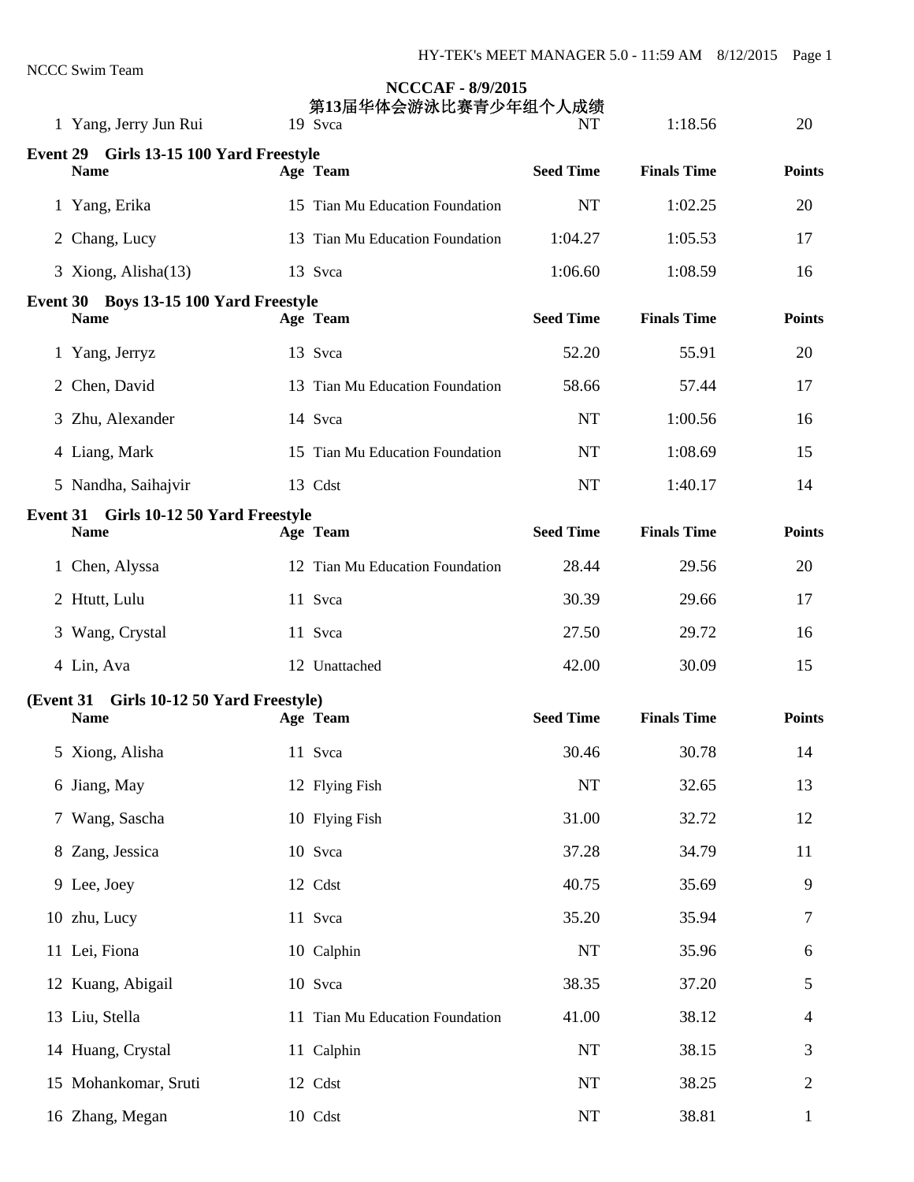NCCC Swim Team

**NCCCAF - 8/9/2015**
**第13届华体会游泳比赛青少年组个人成绩**

| | Name | Age | Team | Seed Time | Finals Time | Points |
|---|---|---|---|---|---|---|
| 1 | Yang, Jerry Jun Rui | 19 | Svca | NT | 1:18.56 | 20 |

**Event 29 Girls 13-15 100 Yard Freestyle**

| | Name | Age | Team | Seed Time | Finals Time | Points |
|---|---|---|---|---|---|---|
| 1 | Yang, Erika | 15 | Tian Mu Education Foundation | NT | 1:02.25 | 20 |
| 2 | Chang, Lucy | 13 | Tian Mu Education Foundation | 1:04.27 | 1:05.53 | 17 |
| 3 | Xiong, Alisha(13) | 13 | Svca | 1:06.60 | 1:08.59 | 16 |

**Event 30 Boys 13-15 100 Yard Freestyle**

| | Name | Age | Team | Seed Time | Finals Time | Points |
|---|---|---|---|---|---|---|
| 1 | Yang, Jerryz | 13 | Svca | 52.20 | 55.91 | 20 |
| 2 | Chen, David | 13 | Tian Mu Education Foundation | 58.66 | 57.44 | 17 |
| 3 | Zhu, Alexander | 14 | Svca | NT | 1:00.56 | 16 |
| 4 | Liang, Mark | 15 | Tian Mu Education Foundation | NT | 1:08.69 | 15 |
| 5 | Nandha, Saihajvir | 13 | Cdst | NT | 1:40.17 | 14 |

**Event 31 Girls 10-12 50 Yard Freestyle**

| | Name | Age | Team | Seed Time | Finals Time | Points |
|---|---|---|---|---|---|---|
| 1 | Chen, Alyssa | 12 | Tian Mu Education Foundation | 28.44 | 29.56 | 20 |
| 2 | Htutt, Lulu | 11 | Svca | 30.39 | 29.66 | 17 |
| 3 | Wang, Crystal | 11 | Svca | 27.50 | 29.72 | 16 |
| 4 | Lin, Ava | 12 | Unattached | 42.00 | 30.09 | 15 |
| 5 | Xiong, Alisha | 11 | Svca | 30.46 | 30.78 | 14 |
| 6 | Jiang, May | 12 | Flying Fish | NT | 32.65 | 13 |
| 7 | Wang, Sascha | 10 | Flying Fish | 31.00 | 32.72 | 12 |
| 8 | Zang, Jessica | 10 | Svca | 37.28 | 34.79 | 11 |
| 9 | Lee, Joey | 12 | Cdst | 40.75 | 35.69 | 9 |
| 10 | zhu, Lucy | 11 | Svca | 35.20 | 35.94 | 7 |
| 11 | Lei, Fiona | 10 | Calphin | NT | 35.96 | 6 |
| 12 | Kuang, Abigail | 10 | Svca | 38.35 | 37.20 | 5 |
| 13 | Liu, Stella | 11 | Tian Mu Education Foundation | 41.00 | 38.12 | 4 |
| 14 | Huang, Crystal | 11 | Calphin | NT | 38.15 | 3 |
| 15 | Mohankomar, Sruti | 12 | Cdst | NT | 38.25 | 2 |
| 16 | Zhang, Megan | 10 | Cdst | NT | 38.81 | 1 |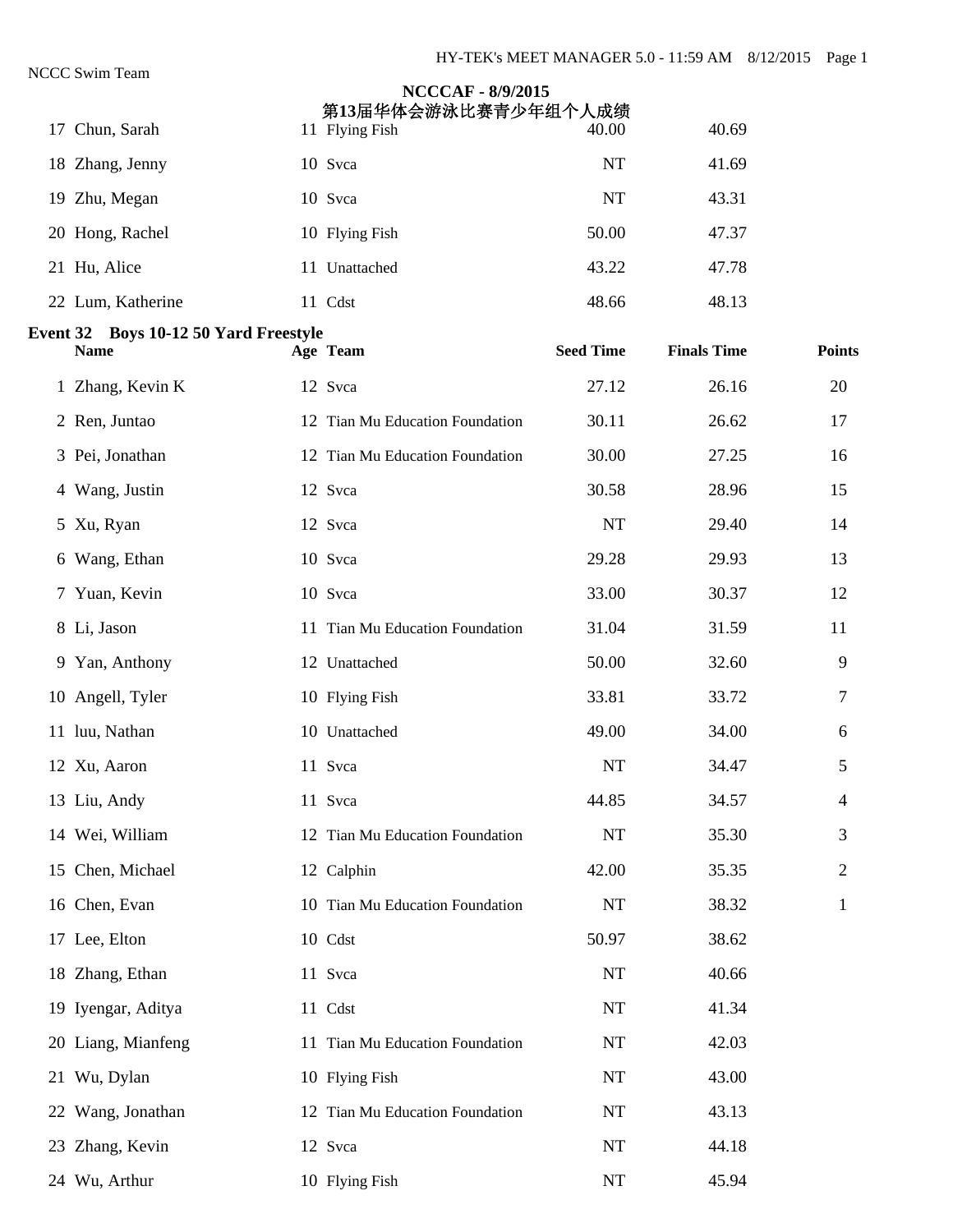NCCCAF - 8/9/2015

第13届华体会游泳比赛青少年组个人成绩

| | Name | Age | Team | Seed Time | Finals Time | Points |
|---|---|---|---|---|---|---|
| 17 | Chun, Sarah | 11 | Flying Fish | 40.00 | 40.69 | |
| 18 | Zhang, Jenny | 10 | Svca | NT | 41.69 | |
| 19 | Zhu, Megan | 10 | Svca | NT | 43.31 | |
| 20 | Hong, Rachel | 10 | Flying Fish | 50.00 | 47.37 | |
| 21 | Hu, Alice | 11 | Unattached | 43.22 | 47.78 | |
| 22 | Lum, Katherine | 11 | Cdst | 48.66 | 48.13 | |

**Event 32 Boys 10-12 50 Yard Freestyle**

| | Name | Age | Team | Seed Time | Finals Time | Points |
|---|---|---|---|---|---|---|
| 1 | Zhang, Kevin K | 12 | Svca | 27.12 | 26.16 | 20 |
| 2 | Ren, Juntao | 12 | Tian Mu Education Foundation | 30.11 | 26.62 | 17 |
| 3 | Pei, Jonathan | 12 | Tian Mu Education Foundation | 30.00 | 27.25 | 16 |
| 4 | Wang, Justin | 12 | Svca | 30.58 | 28.96 | 15 |
| 5 | Xu, Ryan | 12 | Svca | NT | 29.40 | 14 |
| 6 | Wang, Ethan | 10 | Svca | 29.28 | 29.93 | 13 |
| 7 | Yuan, Kevin | 10 | Svca | 33.00 | 30.37 | 12 |
| 8 | Li, Jason | 11 | Tian Mu Education Foundation | 31.04 | 31.59 | 11 |
| 9 | Yan, Anthony | 12 | Unattached | 50.00 | 32.60 | 9 |
| 10 | Angell, Tyler | 10 | Flying Fish | 33.81 | 33.72 | 7 |
| 11 | luu, Nathan | 10 | Unattached | 49.00 | 34.00 | 6 |
| 12 | Xu, Aaron | 11 | Svca | NT | 34.47 | 5 |
| 13 | Liu, Andy | 11 | Svca | 44.85 | 34.57 | 4 |
| 14 | Wei, William | 12 | Tian Mu Education Foundation | NT | 35.30 | 3 |
| 15 | Chen, Michael | 12 | Calphin | 42.00 | 35.35 | 2 |
| 16 | Chen, Evan | 10 | Tian Mu Education Foundation | NT | 38.32 | 1 |
| 17 | Lee, Elton | 10 | Cdst | 50.97 | 38.62 | |
| 18 | Zhang, Ethan | 11 | Svca | NT | 40.66 | |
| 19 | Iyengar, Aditya | 11 | Cdst | NT | 41.34 | |
| 20 | Liang, Mianfeng | 11 | Tian Mu Education Foundation | NT | 42.03 | |
| 21 | Wu, Dylan | 10 | Flying Fish | NT | 43.00 | |
| 22 | Wang, Jonathan | 12 | Tian Mu Education Foundation | NT | 43.13 | |
| 23 | Zhang, Kevin | 12 | Svca | NT | 44.18 | |
| 24 | Wu, Arthur | 10 | Flying Fish | NT | 45.94 | |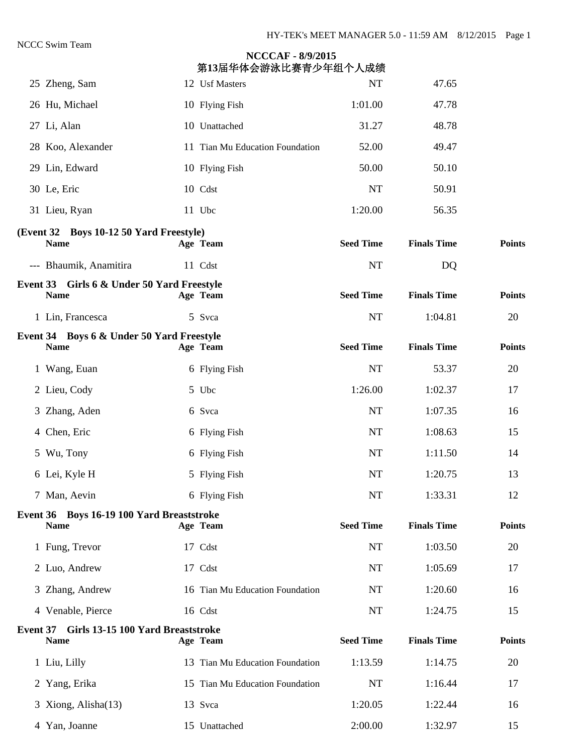**NCCCAF - 8/9/2015**
**第13届华体会游泳比赛青少年组个人成绩**

| | Name | Age | Team | Seed Time | Finals Time | Points |
|---|---|---|---|---|---|---|
| 25 | Zheng, Sam | 12 | Usf Masters | NT | 47.65 | |
| 26 | Hu, Michael | 10 | Flying Fish | 1:01.00 | 47.78 | |
| 27 | Li, Alan | 10 | Unattached | 31.27 | 48.78 | |
| 28 | Koo, Alexander | 11 | Tian Mu Education Foundation | 52.00 | 49.47 | |
| 29 | Lin, Edward | 10 | Flying Fish | 50.00 | 50.10 | |
| 30 | Le, Eric | 10 | Cdst | NT | 50.91 | |
| 31 | Lieu, Ryan | 11 | Ubc | 1:20.00 | 56.35 | |

**(Event 32 Boys 10-12 50 Yard Freestyle)**

| | Name | Age | Team | Seed Time | Finals Time | Points |
|---|---|---|---|---|---|---|
| --- | Bhaumik, Anamitira | 11 | Cdst | NT | DQ | |

**Event 33 Girls 6 & Under 50 Yard Freestyle**

| | Name | Age | Team | Seed Time | Finals Time | Points |
|---|---|---|---|---|---|---|
| 1 | Lin, Francesca | 5 | Svca | NT | 1:04.81 | 20 |

**Event 34 Boys 6 & Under 50 Yard Freestyle**

| | Name | Age | Team | Seed Time | Finals Time | Points |
|---|---|---|---|---|---|---|
| 1 | Wang, Euan | 6 | Flying Fish | NT | 53.37 | 20 |
| 2 | Lieu, Cody | 5 | Ubc | 1:26.00 | 1:02.37 | 17 |
| 3 | Zhang, Aden | 6 | Svca | NT | 1:07.35 | 16 |
| 4 | Chen, Eric | 6 | Flying Fish | NT | 1:08.63 | 15 |
| 5 | Wu, Tony | 6 | Flying Fish | NT | 1:11.50 | 14 |
| 6 | Lei, Kyle H | 5 | Flying Fish | NT | 1:20.75 | 13 |
| 7 | Man, Aevin | 6 | Flying Fish | NT | 1:33.31 | 12 |

**Event 36 Boys 16-19 100 Yard Breaststroke**

| | Name | Age | Team | Seed Time | Finals Time | Points |
|---|---|---|---|---|---|---|
| 1 | Fung, Trevor | 17 | Cdst | NT | 1:03.50 | 20 |
| 2 | Luo, Andrew | 17 | Cdst | NT | 1:05.69 | 17 |
| 3 | Zhang, Andrew | 16 | Tian Mu Education Foundation | NT | 1:20.60 | 16 |
| 4 | Venable, Pierce | 16 | Cdst | NT | 1:24.75 | 15 |

**Event 37 Girls 13-15 100 Yard Breaststroke**

| | Name | Age | Team | Seed Time | Finals Time | Points |
|---|---|---|---|---|---|---|
| 1 | Liu, Lilly | 13 | Tian Mu Education Foundation | 1:13.59 | 1:14.75 | 20 |
| 2 | Yang, Erika | 15 | Tian Mu Education Foundation | NT | 1:16.44 | 17 |
| 3 | Xiong, Alisha(13) | 13 | Svca | 1:20.05 | 1:22.44 | 16 |
| 4 | Yan, Joanne | 15 | Unattached | 2:00.00 | 1:32.97 | 15 |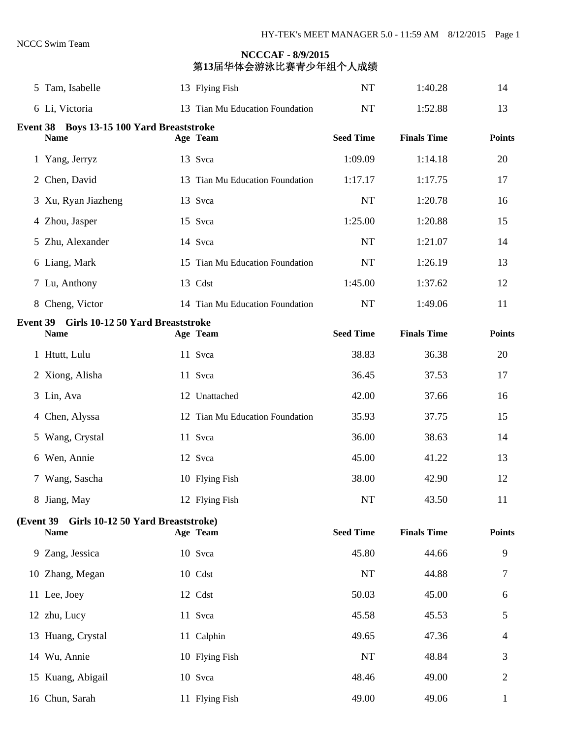NCCC Swim Team

## NCCCAF - 8/9/2015
## 第13届华体会游泳比赛青少年组个人成绩

| | Name | Age | Team | Seed Time | Finals Time | Points |
|---|---|---|---|---|---|---|
| 5 | Tam, Isabelle | 13 | Flying Fish | NT | 1:40.28 | 14 |
| 6 | Li, Victoria | 13 | Tian Mu Education Foundation | NT | 1:52.88 | 13 |

### Event 38 Boys 13-15 100 Yard Breaststroke

| | Name | Age | Team | Seed Time | Finals Time | Points |
|---|---|---|---|---|---|---|
| 1 | Yang, Jerryz | 13 | Svca | 1:09.09 | 1:14.18 | 20 |
| 2 | Chen, David | 13 | Tian Mu Education Foundation | 1:17.17 | 1:17.75 | 17 |
| 3 | Xu, Ryan Jiazheng | 13 | Svca | NT | 1:20.78 | 16 |
| 4 | Zhou, Jasper | 15 | Svca | 1:25.00 | 1:20.88 | 15 |
| 5 | Zhu, Alexander | 14 | Svca | NT | 1:21.07 | 14 |
| 6 | Liang, Mark | 15 | Tian Mu Education Foundation | NT | 1:26.19 | 13 |
| 7 | Lu, Anthony | 13 | Cdst | 1:45.00 | 1:37.62 | 12 |
| 8 | Cheng, Victor | 14 | Tian Mu Education Foundation | NT | 1:49.06 | 11 |

### Event 39 Girls 10-12 50 Yard Breaststroke

| | Name | Age | Team | Seed Time | Finals Time | Points |
|---|---|---|---|---|---|---|
| 1 | Htutt, Lulu | 11 | Svca | 38.83 | 36.38 | 20 |
| 2 | Xiong, Alisha | 11 | Svca | 36.45 | 37.53 | 17 |
| 3 | Lin, Ava | 12 | Unattached | 42.00 | 37.66 | 16 |
| 4 | Chen, Alyssa | 12 | Tian Mu Education Foundation | 35.93 | 37.75 | 15 |
| 5 | Wang, Crystal | 11 | Svca | 36.00 | 38.63 | 14 |
| 6 | Wen, Annie | 12 | Svca | 45.00 | 41.22 | 13 |
| 7 | Wang, Sascha | 10 | Flying Fish | 38.00 | 42.90 | 12 |
| 8 | Jiang, May | 12 | Flying Fish | NT | 43.50 | 11 |
| 9 | Zang, Jessica | 10 | Svca | 45.80 | 44.66 | 9 |
| 10 | Zhang, Megan | 10 | Cdst | NT | 44.88 | 7 |
| 11 | Lee, Joey | 12 | Cdst | 50.03 | 45.00 | 6 |
| 12 | zhu, Lucy | 11 | Svca | 45.58 | 45.53 | 5 |
| 13 | Huang, Crystal | 11 | Calphin | 49.65 | 47.36 | 4 |
| 14 | Wu, Annie | 10 | Flying Fish | NT | 48.84 | 3 |
| 15 | Kuang, Abigail | 10 | Svca | 48.46 | 49.00 | 2 |
| 16 | Chun, Sarah | 11 | Flying Fish | 49.00 | 49.06 | 1 |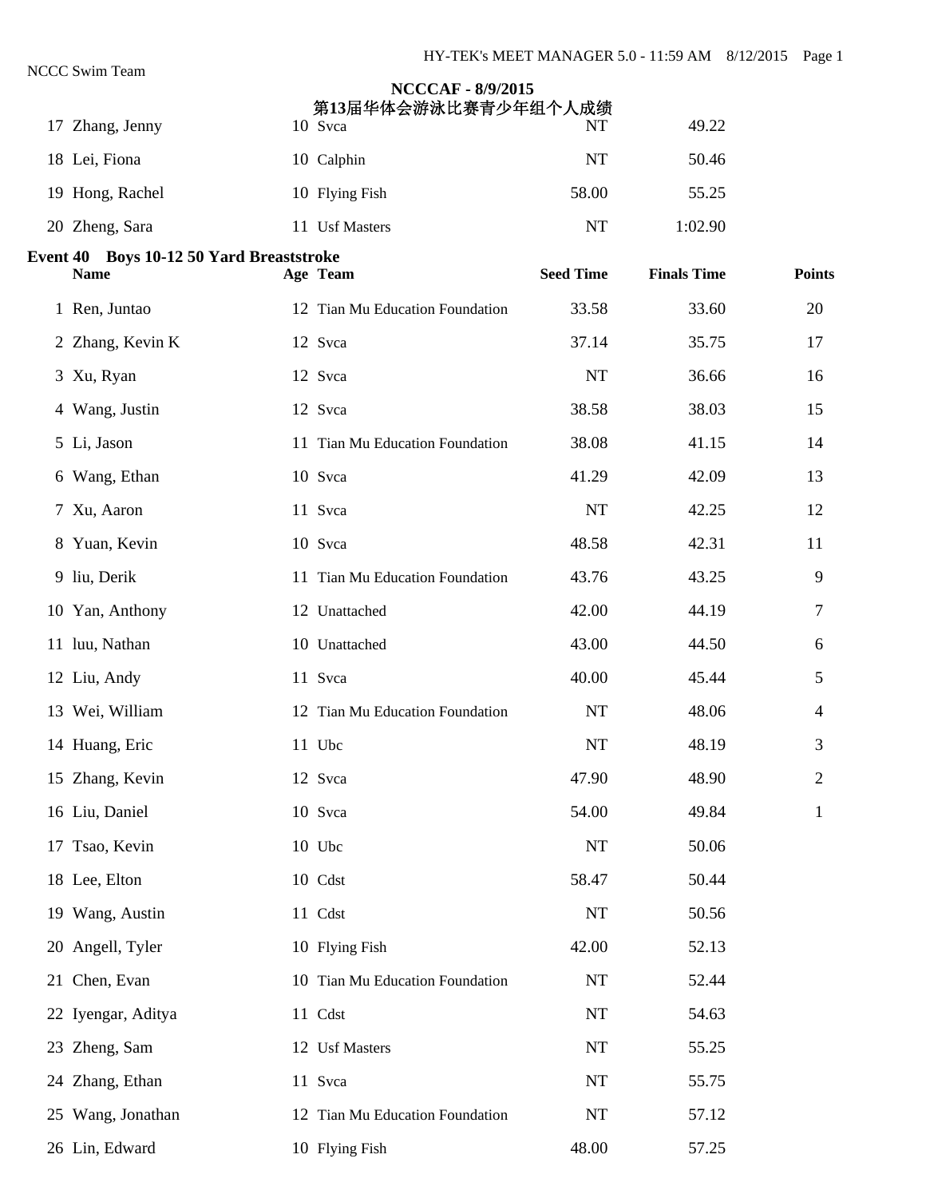**NCCCAF - 8/9/2015**

**第13届华体会游泳比赛青少年组个人成绩**

| | Name | Age | Team | Seed Time | Finals Time | Points |
|---|---|---|---|---|---|---|
| 17 | Zhang, Jenny | 10 | Svca | NT | 49.22 | |
| 18 | Lei, Fiona | 10 | Calphin | NT | 50.46 | |
| 19 | Hong, Rachel | 10 | Flying Fish | 58.00 | 55.25 | |
| 20 | Zheng, Sara | 11 | Usf Masters | NT | 1:02.90 | |

**Event 40 Boys 10-12 50 Yard Breaststroke**

| | Name | Age | Team | Seed Time | Finals Time | Points |
|---|---|---|---|---|---|---|
| 1 | Ren, Juntao | 12 | Tian Mu Education Foundation | 33.58 | 33.60 | 20 |
| 2 | Zhang, Kevin K | 12 | Svca | 37.14 | 35.75 | 17 |
| 3 | Xu, Ryan | 12 | Svca | NT | 36.66 | 16 |
| 4 | Wang, Justin | 12 | Svca | 38.58 | 38.03 | 15 |
| 5 | Li, Jason | 11 | Tian Mu Education Foundation | 38.08 | 41.15 | 14 |
| 6 | Wang, Ethan | 10 | Svca | 41.29 | 42.09 | 13 |
| 7 | Xu, Aaron | 11 | Svca | NT | 42.25 | 12 |
| 8 | Yuan, Kevin | 10 | Svca | 48.58 | 42.31 | 11 |
| 9 | liu, Derik | 11 | Tian Mu Education Foundation | 43.76 | 43.25 | 9 |
| 10 | Yan, Anthony | 12 | Unattached | 42.00 | 44.19 | 7 |
| 11 | luu, Nathan | 10 | Unattached | 43.00 | 44.50 | 6 |
| 12 | Liu, Andy | 11 | Svca | 40.00 | 45.44 | 5 |
| 13 | Wei, William | 12 | Tian Mu Education Foundation | NT | 48.06 | 4 |
| 14 | Huang, Eric | 11 | Ubc | NT | 48.19 | 3 |
| 15 | Zhang, Kevin | 12 | Svca | 47.90 | 48.90 | 2 |
| 16 | Liu, Daniel | 10 | Svca | 54.00 | 49.84 | 1 |
| 17 | Tsao, Kevin | 10 | Ubc | NT | 50.06 | |
| 18 | Lee, Elton | 10 | Cdst | 58.47 | 50.44 | |
| 19 | Wang, Austin | 11 | Cdst | NT | 50.56 | |
| 20 | Angell, Tyler | 10 | Flying Fish | 42.00 | 52.13 | |
| 21 | Chen, Evan | 10 | Tian Mu Education Foundation | NT | 52.44 | |
| 22 | Iyengar, Aditya | 11 | Cdst | NT | 54.63 | |
| 23 | Zheng, Sam | 12 | Usf Masters | NT | 55.25 | |
| 24 | Zhang, Ethan | 11 | Svca | NT | 55.75 | |
| 25 | Wang, Jonathan | 12 | Tian Mu Education Foundation | NT | 57.12 | |
| 26 | Lin, Edward | 10 | Flying Fish | 48.00 | 57.25 | |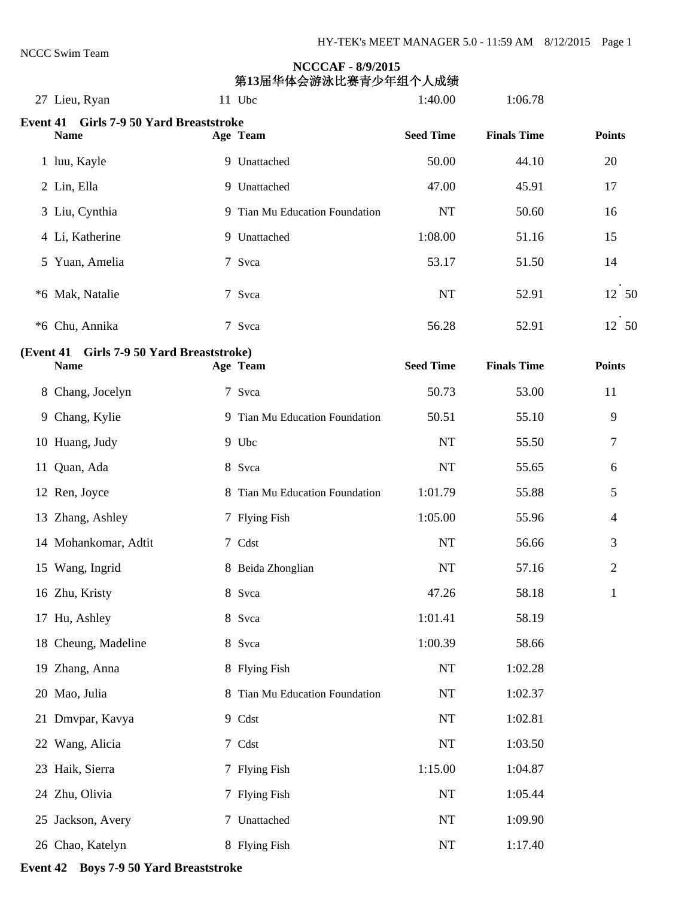NCCC Swim Team

**NCCCAF - 8/9/2015**
**第13届华体会游泳比赛青少年组个人成绩**

| | Name | Age | Team | Seed Time | Finals Time | Points |
|---|---|---|---|---|---|---|
| 27 | Lieu, Ryan | 11 | Ubc | 1:40.00 | 1:06.78 | |

### Event 41 Girls 7-9 50 Yard Breaststroke

| | Name | Age | Team | Seed Time | Finals Time | Points |
|---|---|---|---|---|---|---|
| 1 | luu, Kayle | 9 | Unattached | 50.00 | 44.10 | 20 |
| 2 | Lin, Ella | 9 | Unattached | 47.00 | 45.91 | 17 |
| 3 | Liu, Cynthia | 9 | Tian Mu Education Foundation | NT | 50.60 | 16 |
| 4 | Li, Katherine | 9 | Unattached | 1:08.00 | 51.16 | 15 |
| 5 | Yuan, Amelia | 7 | Svca | 53.17 | 51.50 | 14 |
| *6 | Mak, Natalie | 7 | Svca | NT | 52.91 | 12.50 |
| *6 | Chu, Annika | 7 | Svca | 56.28 | 52.91 | 12.50 |
| 8 | Chang, Jocelyn | 7 | Svca | 50.73 | 53.00 | 11 |
| 9 | Chang, Kylie | 9 | Tian Mu Education Foundation | 50.51 | 55.10 | 9 |
| 10 | Huang, Judy | 9 | Ubc | NT | 55.50 | 7 |
| 11 | Quan, Ada | 8 | Svca | NT | 55.65 | 6 |
| 12 | Ren, Joyce | 8 | Tian Mu Education Foundation | 1:01.79 | 55.88 | 5 |
| 13 | Zhang, Ashley | 7 | Flying Fish | 1:05.00 | 55.96 | 4 |
| 14 | Mohankomar, Adtit | 7 | Cdst | NT | 56.66 | 3 |
| 15 | Wang, Ingrid | 8 | Beida Zhonglian | NT | 57.16 | 2 |
| 16 | Zhu, Kristy | 8 | Svca | 47.26 | 58.18 | 1 |
| 17 | Hu, Ashley | 8 | Svca | 1:01.41 | 58.19 | |
| 18 | Cheung, Madeline | 8 | Svca | 1:00.39 | 58.66 | |
| 19 | Zhang, Anna | 8 | Flying Fish | NT | 1:02.28 | |
| 20 | Mao, Julia | 8 | Tian Mu Education Foundation | NT | 1:02.37 | |
| 21 | Dmvpar, Kavya | 9 | Cdst | NT | 1:02.81 | |
| 22 | Wang, Alicia | 7 | Cdst | NT | 1:03.50 | |
| 23 | Haik, Sierra | 7 | Flying Fish | 1:15.00 | 1:04.87 | |
| 24 | Zhu, Olivia | 7 | Flying Fish | NT | 1:05.44 | |
| 25 | Jackson, Avery | 7 | Unattached | NT | 1:09.90 | |
| 26 | Chao, Katelyn | 8 | Flying Fish | NT | 1:17.40 | |

### Event 42 Boys 7-9 50 Yard Breaststroke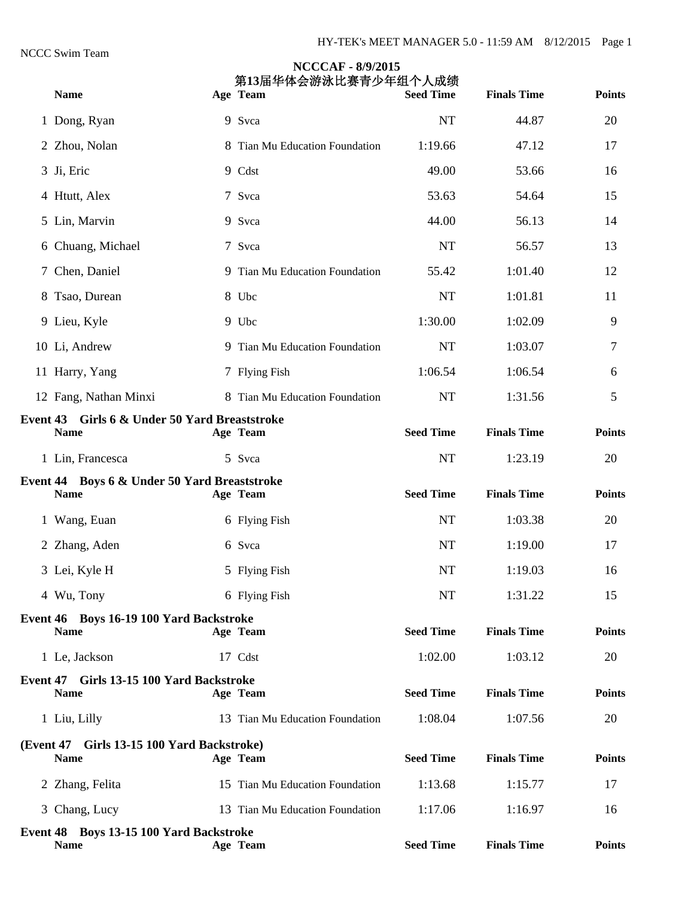NCCC Swim Team

**NCCCAF - 8/9/2015**
**第13届华体会游泳比赛青少年组个人成绩**

| | Name | Age | Team | Seed Time | Finals Time | Points |
|---|---|---|---|---|---|---|
| 1 | Dong, Ryan | 9 | Svca | NT | 44.87 | 20 |
| 2 | Zhou, Nolan | 8 | Tian Mu Education Foundation | 1:19.66 | 47.12 | 17 |
| 3 | Ji, Eric | 9 | Cdst | 49.00 | 53.66 | 16 |
| 4 | Htutt, Alex | 7 | Svca | 53.63 | 54.64 | 15 |
| 5 | Lin, Marvin | 9 | Svca | 44.00 | 56.13 | 14 |
| 6 | Chuang, Michael | 7 | Svca | NT | 56.57 | 13 |
| 7 | Chen, Daniel | 9 | Tian Mu Education Foundation | 55.42 | 1:01.40 | 12 |
| 8 | Tsao, Durean | 8 | Ubc | NT | 1:01.81 | 11 |
| 9 | Lieu, Kyle | 9 | Ubc | 1:30.00 | 1:02.09 | 9 |
| 10 | Li, Andrew | 9 | Tian Mu Education Foundation | NT | 1:03.07 | 7 |
| 11 | Harry, Yang | 7 | Flying Fish | 1:06.54 | 1:06.54 | 6 |
| 12 | Fang, Nathan Minxi | 8 | Tian Mu Education Foundation | NT | 1:31.56 | 5 |

**Event 43 Girls 6 & Under 50 Yard Breaststroke**

| | Name | Age | Team | Seed Time | Finals Time | Points |
|---|---|---|---|---|---|---|
| 1 | Lin, Francesca | 5 | Svca | NT | 1:23.19 | 20 |

**Event 44 Boys 6 & Under 50 Yard Breaststroke**

| | Name | Age | Team | Seed Time | Finals Time | Points |
|---|---|---|---|---|---|---|
| 1 | Wang, Euan | 6 | Flying Fish | NT | 1:03.38 | 20 |
| 2 | Zhang, Aden | 6 | Svca | NT | 1:19.00 | 17 |
| 3 | Lei, Kyle H | 5 | Flying Fish | NT | 1:19.03 | 16 |
| 4 | Wu, Tony | 6 | Flying Fish | NT | 1:31.22 | 15 |

**Event 46 Boys 16-19 100 Yard Backstroke**

| | Name | Age | Team | Seed Time | Finals Time | Points |
|---|---|---|---|---|---|---|
| 1 | Le, Jackson | 17 | Cdst | 1:02.00 | 1:03.12 | 20 |

**Event 47 Girls 13-15 100 Yard Backstroke**

| | Name | Age | Team | Seed Time | Finals Time | Points |
|---|---|---|---|---|---|---|
| 1 | Liu, Lilly | 13 | Tian Mu Education Foundation | 1:08.04 | 1:07.56 | 20 |

**(Event 47 Girls 13-15 100 Yard Backstroke)**

| | Name | Age | Team | Seed Time | Finals Time | Points |
|---|---|---|---|---|---|---|
| 2 | Zhang, Felita | 15 | Tian Mu Education Foundation | 1:13.68 | 1:15.77 | 17 |
| 3 | Chang, Lucy | 13 | Tian Mu Education Foundation | 1:17.06 | 1:16.97 | 16 |

**Event 48 Boys 13-15 100 Yard Backstroke**

| | Name | Age | Team | Seed Time | Finals Time | Points |
|---|---|---|---|---|---|---|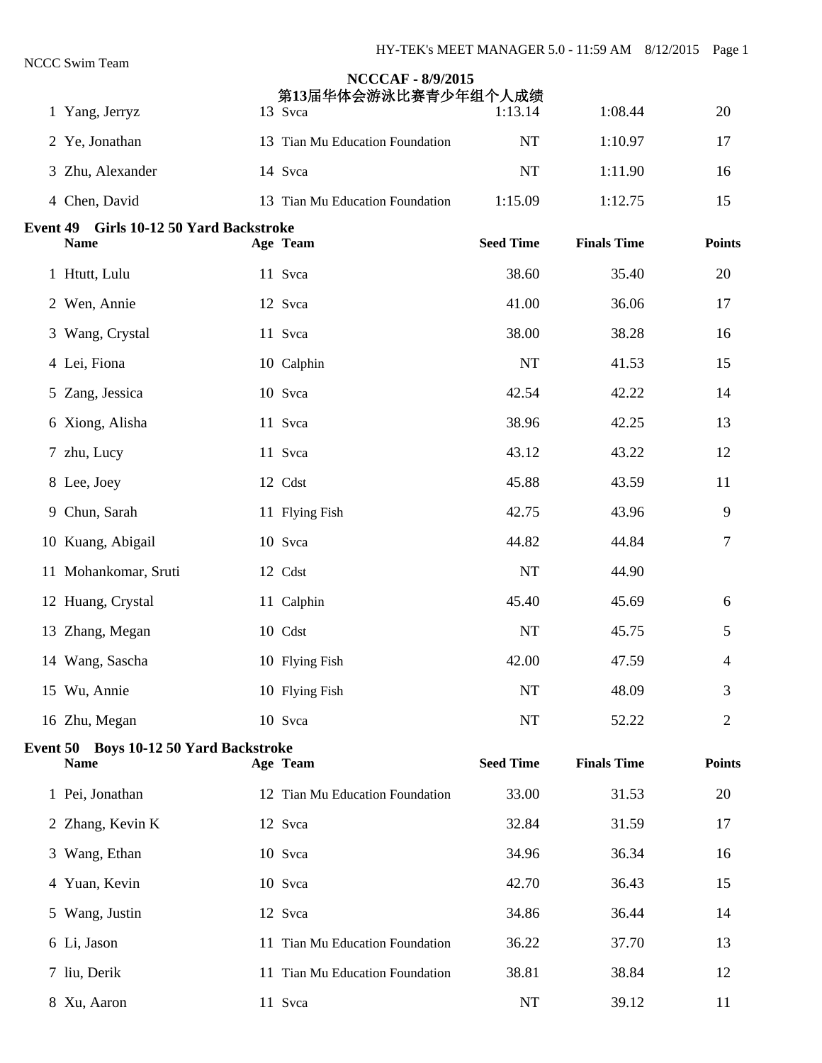NCCC Swim Team

**NCCCAF - 8/9/2015**
**第13届华体会游泳比赛青少年组个人成绩**

| | Name | Age | Team | Seed Time | Finals Time | Points |
|---|---|---|---|---|---|---|
| 1 | Yang, Jerryz | 13 | Svca | 1:13.14 | 1:08.44 | 20 |
| 2 | Ye, Jonathan | 13 | Tian Mu Education Foundation | NT | 1:10.97 | 17 |
| 3 | Zhu, Alexander | 14 | Svca | NT | 1:11.90 | 16 |
| 4 | Chen, David | 13 | Tian Mu Education Foundation | 1:15.09 | 1:12.75 | 15 |

**Event 49 Girls 10-12 50 Yard Backstroke**

| | Name | Age | Team | Seed Time | Finals Time | Points |
|---|---|---|---|---|---|---|
| 1 | Htutt, Lulu | 11 | Svca | 38.60 | 35.40 | 20 |
| 2 | Wen, Annie | 12 | Svca | 41.00 | 36.06 | 17 |
| 3 | Wang, Crystal | 11 | Svca | 38.00 | 38.28 | 16 |
| 4 | Lei, Fiona | 10 | Calphin | NT | 41.53 | 15 |
| 5 | Zang, Jessica | 10 | Svca | 42.54 | 42.22 | 14 |
| 6 | Xiong, Alisha | 11 | Svca | 38.96 | 42.25 | 13 |
| 7 | zhu, Lucy | 11 | Svca | 43.12 | 43.22 | 12 |
| 8 | Lee, Joey | 12 | Cdst | 45.88 | 43.59 | 11 |
| 9 | Chun, Sarah | 11 | Flying Fish | 42.75 | 43.96 | 9 |
| 10 | Kuang, Abigail | 10 | Svca | 44.82 | 44.84 | 7 |
| 11 | Mohankomar, Sruti | 12 | Cdst | NT | 44.90 | |
| 12 | Huang, Crystal | 11 | Calphin | 45.40 | 45.69 | 6 |
| 13 | Zhang, Megan | 10 | Cdst | NT | 45.75 | 5 |
| 14 | Wang, Sascha | 10 | Flying Fish | 42.00 | 47.59 | 4 |
| 15 | Wu, Annie | 10 | Flying Fish | NT | 48.09 | 3 |
| 16 | Zhu, Megan | 10 | Svca | NT | 52.22 | 2 |

**Event 50 Boys 10-12 50 Yard Backstroke**

| | Name | Age | Team | Seed Time | Finals Time | Points |
|---|---|---|---|---|---|---|
| 1 | Pei, Jonathan | 12 | Tian Mu Education Foundation | 33.00 | 31.53 | 20 |
| 2 | Zhang, Kevin K | 12 | Svca | 32.84 | 31.59 | 17 |
| 3 | Wang, Ethan | 10 | Svca | 34.96 | 36.34 | 16 |
| 4 | Yuan, Kevin | 10 | Svca | 42.70 | 36.43 | 15 |
| 5 | Wang, Justin | 12 | Svca | 34.86 | 36.44 | 14 |
| 6 | Li, Jason | 11 | Tian Mu Education Foundation | 36.22 | 37.70 | 13 |
| 7 | liu, Derik | 11 | Tian Mu Education Foundation | 38.81 | 38.84 | 12 |
| 8 | Xu, Aaron | 11 | Svca | NT | 39.12 | 11 |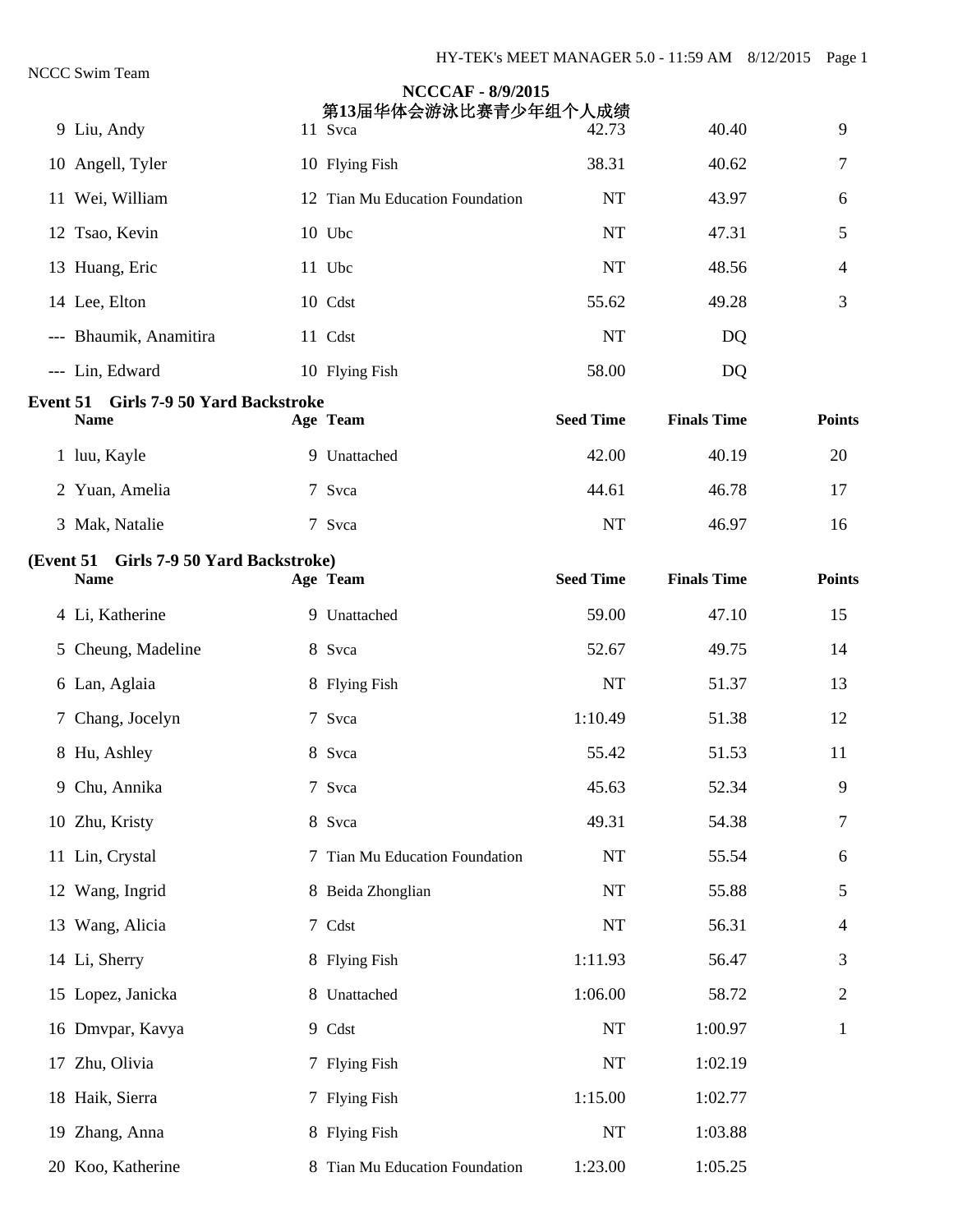## NCCCAF - 8/9/2015
## 第13届华体会游泳比赛青少年组个人成绩

| | Name | Age | Team | Seed Time | Finals Time | Points |
|---|---|---|---|---|---|---|
| 9 | Liu, Andy | 11 | Svca | 42.73 | 40.40 | 9 |
| 10 | Angell, Tyler | 10 | Flying Fish | 38.31 | 40.62 | 7 |
| 11 | Wei, William | 12 | Tian Mu Education Foundation | NT | 43.97 | 6 |
| 12 | Tsao, Kevin | 10 | Ubc | NT | 47.31 | 5 |
| 13 | Huang, Eric | 11 | Ubc | NT | 48.56 | 4 |
| 14 | Lee, Elton | 10 | Cdst | 55.62 | 49.28 | 3 |
| --- | Bhaumik, Anamitira | 11 | Cdst | NT | DQ | |
| --- | Lin, Edward | 10 | Flying Fish | 58.00 | DQ | |

**Event 51 Girls 7-9 50 Yard Backstroke**

| | Name | Age | Team | Seed Time | Finals Time | Points |
|---|---|---|---|---|---|---|
| 1 | luu, Kayle | 9 | Unattached | 42.00 | 40.19 | 20 |
| 2 | Yuan, Amelia | 7 | Svca | 44.61 | 46.78 | 17 |
| 3 | Mak, Natalie | 7 | Svca | NT | 46.97 | 16 |
| 4 | Li, Katherine | 9 | Unattached | 59.00 | 47.10 | 15 |
| 5 | Cheung, Madeline | 8 | Svca | 52.67 | 49.75 | 14 |
| 6 | Lan, Aglaia | 8 | Flying Fish | NT | 51.37 | 13 |
| 7 | Chang, Jocelyn | 7 | Svca | 1:10.49 | 51.38 | 12 |
| 8 | Hu, Ashley | 8 | Svca | 55.42 | 51.53 | 11 |
| 9 | Chu, Annika | 7 | Svca | 45.63 | 52.34 | 9 |
| 10 | Zhu, Kristy | 8 | Svca | 49.31 | 54.38 | 7 |
| 11 | Lin, Crystal | 7 | Tian Mu Education Foundation | NT | 55.54 | 6 |
| 12 | Wang, Ingrid | 8 | Beida Zhonglian | NT | 55.88 | 5 |
| 13 | Wang, Alicia | 7 | Cdst | NT | 56.31 | 4 |
| 14 | Li, Sherry | 8 | Flying Fish | 1:11.93 | 56.47 | 3 |
| 15 | Lopez, Janicka | 8 | Unattached | 1:06.00 | 58.72 | 2 |
| 16 | Dmvpar, Kavya | 9 | Cdst | NT | 1:00.97 | 1 |
| 17 | Zhu, Olivia | 7 | Flying Fish | NT | 1:02.19 | |
| 18 | Haik, Sierra | 7 | Flying Fish | 1:15.00 | 1:02.77 | |
| 19 | Zhang, Anna | 8 | Flying Fish | NT | 1:03.88 | |
| 20 | Koo, Katherine | 8 | Tian Mu Education Foundation | 1:23.00 | 1:05.25 | |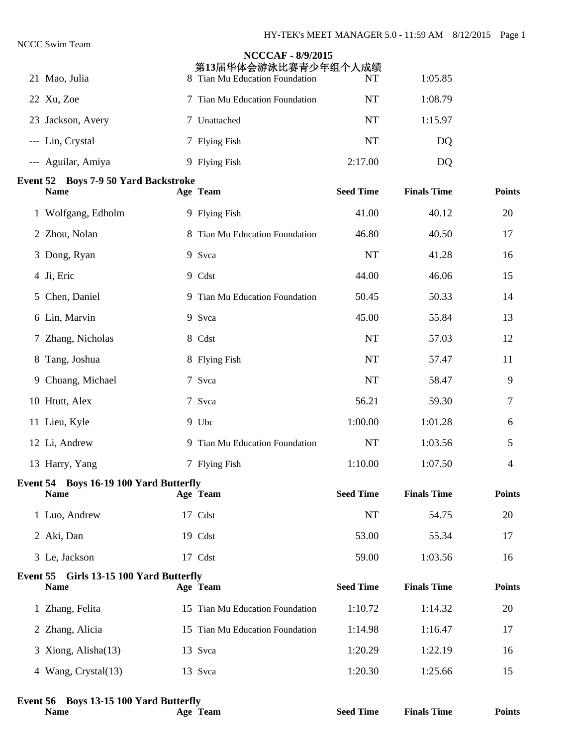**NCCCAF - 8/9/2015**

**第13届华体会游泳比赛青少年组个人成绩**

| | Name | Age | Team | Seed Time | Finals Time | Points |
|---|---|---|---|---|---|---|
| 21 | Mao, Julia | 8 | Tian Mu Education Foundation | NT | 1:05.85 | |
| 22 | Xu, Zoe | 7 | Tian Mu Education Foundation | NT | 1:08.79 | |
| 23 | Jackson, Avery | 7 | Unattached | NT | 1:15.97 | |
| --- | Lin, Crystal | 7 | Flying Fish | NT | DQ | |
| --- | Aguilar, Amiya | 9 | Flying Fish | 2:17.00 | DQ | |

**Event 52 Boys 7-9 50 Yard Backstroke**

| | Name | Age | Team | Seed Time | Finals Time | Points |
|---|---|---|---|---|---|---|
| 1 | Wolfgang, Edholm | 9 | Flying Fish | 41.00 | 40.12 | 20 |
| 2 | Zhou, Nolan | 8 | Tian Mu Education Foundation | 46.80 | 40.50 | 17 |
| 3 | Dong, Ryan | 9 | Svca | NT | 41.28 | 16 |
| 4 | Ji, Eric | 9 | Cdst | 44.00 | 46.06 | 15 |
| 5 | Chen, Daniel | 9 | Tian Mu Education Foundation | 50.45 | 50.33 | 14 |
| 6 | Lin, Marvin | 9 | Svca | 45.00 | 55.84 | 13 |
| 7 | Zhang, Nicholas | 8 | Cdst | NT | 57.03 | 12 |
| 8 | Tang, Joshua | 8 | Flying Fish | NT | 57.47 | 11 |
| 9 | Chuang, Michael | 7 | Svca | NT | 58.47 | 9 |
| 10 | Htutt, Alex | 7 | Svca | 56.21 | 59.30 | 7 |
| 11 | Lieu, Kyle | 9 | Ubc | 1:00.00 | 1:01.28 | 6 |
| 12 | Li, Andrew | 9 | Tian Mu Education Foundation | NT | 1:03.56 | 5 |
| 13 | Harry, Yang | 7 | Flying Fish | 1:10.00 | 1:07.50 | 4 |

**Event 54 Boys 16-19 100 Yard Butterfly**

| | Name | Age | Team | Seed Time | Finals Time | Points |
|---|---|---|---|---|---|---|
| 1 | Luo, Andrew | 17 | Cdst | NT | 54.75 | 20 |
| 2 | Aki, Dan | 19 | Cdst | 53.00 | 55.34 | 17 |
| 3 | Le, Jackson | 17 | Cdst | 59.00 | 1:03.56 | 16 |

**Event 55 Girls 13-15 100 Yard Butterfly**

| | Name | Age | Team | Seed Time | Finals Time | Points |
|---|---|---|---|---|---|---|
| 1 | Zhang, Felita | 15 | Tian Mu Education Foundation | 1:10.72 | 1:14.32 | 20 |
| 2 | Zhang, Alicia | 15 | Tian Mu Education Foundation | 1:14.98 | 1:16.47 | 17 |
| 3 | Xiong, Alisha(13) | 13 | Svca | 1:20.29 | 1:22.19 | 16 |
| 4 | Wang, Crystal(13) | 13 | Svca | 1:20.30 | 1:25.66 | 15 |

**Event 56 Boys 13-15 100 Yard Butterfly**

| Name | Age | Team | Seed Time | Finals Time | Points |
|---|---|---|---|---|---|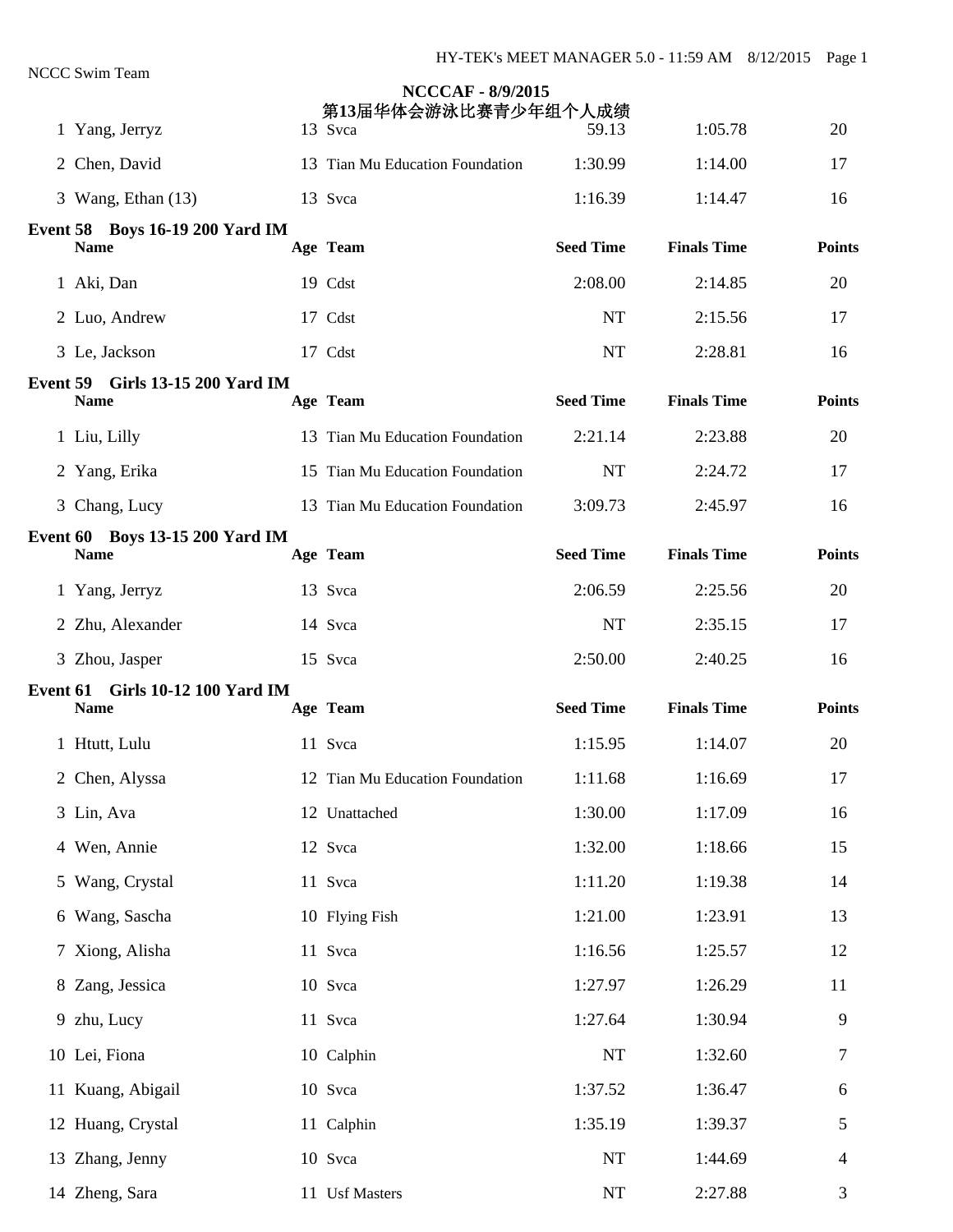NCCC Swim Team

**NCCCAF - 8/9/2015**
**第13届华体会游泳比赛青少年组个人成绩**

| | Name | Age | Team | Seed Time | Finals Time | Points |
|---|---|---|---|---|---|---|
| 1 | Yang, Jerryz | 13 | Svca | 59.13 | 1:05.78 | 20 |
| 2 | Chen, David | 13 | Tian Mu Education Foundation | 1:30.99 | 1:14.00 | 17 |
| 3 | Wang, Ethan (13) | 13 | Svca | 1:16.39 | 1:14.47 | 16 |

**Event 58 Boys 16-19 200 Yard IM**

| | Name | Age | Team | Seed Time | Finals Time | Points |
|---|---|---|---|---|---|---|
| 1 | Aki, Dan | 19 | Cdst | 2:08.00 | 2:14.85 | 20 |
| 2 | Luo, Andrew | 17 | Cdst | NT | 2:15.56 | 17 |
| 3 | Le, Jackson | 17 | Cdst | NT | 2:28.81 | 16 |

**Event 59 Girls 13-15 200 Yard IM**

| | Name | Age | Team | Seed Time | Finals Time | Points |
|---|---|---|---|---|---|---|
| 1 | Liu, Lilly | 13 | Tian Mu Education Foundation | 2:21.14 | 2:23.88 | 20 |
| 2 | Yang, Erika | 15 | Tian Mu Education Foundation | NT | 2:24.72 | 17 |
| 3 | Chang, Lucy | 13 | Tian Mu Education Foundation | 3:09.73 | 2:45.97 | 16 |

**Event 60 Boys 13-15 200 Yard IM**

| | Name | Age | Team | Seed Time | Finals Time | Points |
|---|---|---|---|---|---|---|
| 1 | Yang, Jerryz | 13 | Svca | 2:06.59 | 2:25.56 | 20 |
| 2 | Zhu, Alexander | 14 | Svca | NT | 2:35.15 | 17 |
| 3 | Zhou, Jasper | 15 | Svca | 2:50.00 | 2:40.25 | 16 |

**Event 61 Girls 10-12 100 Yard IM**

| | Name | Age | Team | Seed Time | Finals Time | Points |
|---|---|---|---|---|---|---|
| 1 | Htutt, Lulu | 11 | Svca | 1:15.95 | 1:14.07 | 20 |
| 2 | Chen, Alyssa | 12 | Tian Mu Education Foundation | 1:11.68 | 1:16.69 | 17 |
| 3 | Lin, Ava | 12 | Unattached | 1:30.00 | 1:17.09 | 16 |
| 4 | Wen, Annie | 12 | Svca | 1:32.00 | 1:18.66 | 15 |
| 5 | Wang, Crystal | 11 | Svca | 1:11.20 | 1:19.38 | 14 |
| 6 | Wang, Sascha | 10 | Flying Fish | 1:21.00 | 1:23.91 | 13 |
| 7 | Xiong, Alisha | 11 | Svca | 1:16.56 | 1:25.57 | 12 |
| 8 | Zang, Jessica | 10 | Svca | 1:27.97 | 1:26.29 | 11 |
| 9 | zhu, Lucy | 11 | Svca | 1:27.64 | 1:30.94 | 9 |
| 10 | Lei, Fiona | 10 | Calphin | NT | 1:32.60 | 7 |
| 11 | Kuang, Abigail | 10 | Svca | 1:37.52 | 1:36.47 | 6 |
| 12 | Huang, Crystal | 11 | Calphin | 1:35.19 | 1:39.37 | 5 |
| 13 | Zhang, Jenny | 10 | Svca | NT | 1:44.69 | 4 |
| 14 | Zheng, Sara | 11 | Usf Masters | NT | 2:27.88 | 3 |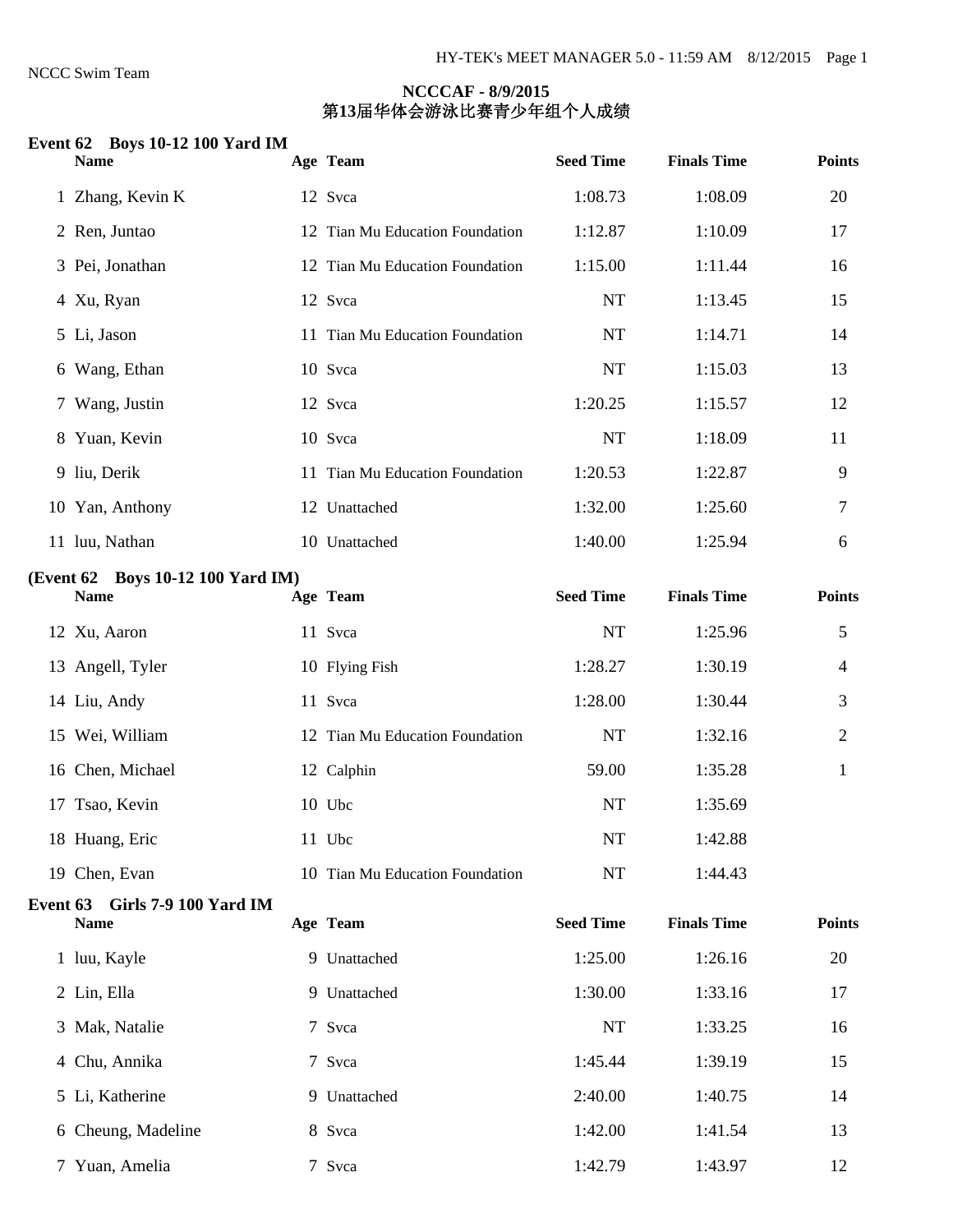NCCC Swim Team

## NCCCAF - 8/9/2015
## 第13届华体会游泳比赛青少年组个人成绩

### Event 62 Boys 10-12 100 Yard IM

| | Name | Age | Team | Seed Time | Finals Time | Points |
|---|---|---|---|---|---|---|
| 1 | Zhang, Kevin K | 12 | Svca | 1:08.73 | 1:08.09 | 20 |
| 2 | Ren, Juntao | 12 | Tian Mu Education Foundation | 1:12.87 | 1:10.09 | 17 |
| 3 | Pei, Jonathan | 12 | Tian Mu Education Foundation | 1:15.00 | 1:11.44 | 16 |
| 4 | Xu, Ryan | 12 | Svca | NT | 1:13.45 | 15 |
| 5 | Li, Jason | 11 | Tian Mu Education Foundation | NT | 1:14.71 | 14 |
| 6 | Wang, Ethan | 10 | Svca | NT | 1:15.03 | 13 |
| 7 | Wang, Justin | 12 | Svca | 1:20.25 | 1:15.57 | 12 |
| 8 | Yuan, Kevin | 10 | Svca | NT | 1:18.09 | 11 |
| 9 | liu, Derik | 11 | Tian Mu Education Foundation | 1:20.53 | 1:22.87 | 9 |
| 10 | Yan, Anthony | 12 | Unattached | 1:32.00 | 1:25.60 | 7 |
| 11 | luu, Nathan | 10 | Unattached | 1:40.00 | 1:25.94 | 6 |

### (Event 62 Boys 10-12 100 Yard IM)

| | Name | Age | Team | Seed Time | Finals Time | Points |
|---|---|---|---|---|---|---|
| 12 | Xu, Aaron | 11 | Svca | NT | 1:25.96 | 5 |
| 13 | Angell, Tyler | 10 | Flying Fish | 1:28.27 | 1:30.19 | 4 |
| 14 | Liu, Andy | 11 | Svca | 1:28.00 | 1:30.44 | 3 |
| 15 | Wei, William | 12 | Tian Mu Education Foundation | NT | 1:32.16 | 2 |
| 16 | Chen, Michael | 12 | Calphin | 59.00 | 1:35.28 | 1 |
| 17 | Tsao, Kevin | 10 | Ubc | NT | 1:35.69 | |
| 18 | Huang, Eric | 11 | Ubc | NT | 1:42.88 | |
| 19 | Chen, Evan | 10 | Tian Mu Education Foundation | NT | 1:44.43 | |

### Event 63 Girls 7-9 100 Yard IM

| | Name | Age | Team | Seed Time | Finals Time | Points |
|---|---|---|---|---|---|---|
| 1 | luu, Kayle | 9 | Unattached | 1:25.00 | 1:26.16 | 20 |
| 2 | Lin, Ella | 9 | Unattached | 1:30.00 | 1:33.16 | 17 |
| 3 | Mak, Natalie | 7 | Svca | NT | 1:33.25 | 16 |
| 4 | Chu, Annika | 7 | Svca | 1:45.44 | 1:39.19 | 15 |
| 5 | Li, Katherine | 9 | Unattached | 2:40.00 | 1:40.75 | 14 |
| 6 | Cheung, Madeline | 8 | Svca | 1:42.00 | 1:41.54 | 13 |
| 7 | Yuan, Amelia | 7 | Svca | 1:42.79 | 1:43.97 | 12 |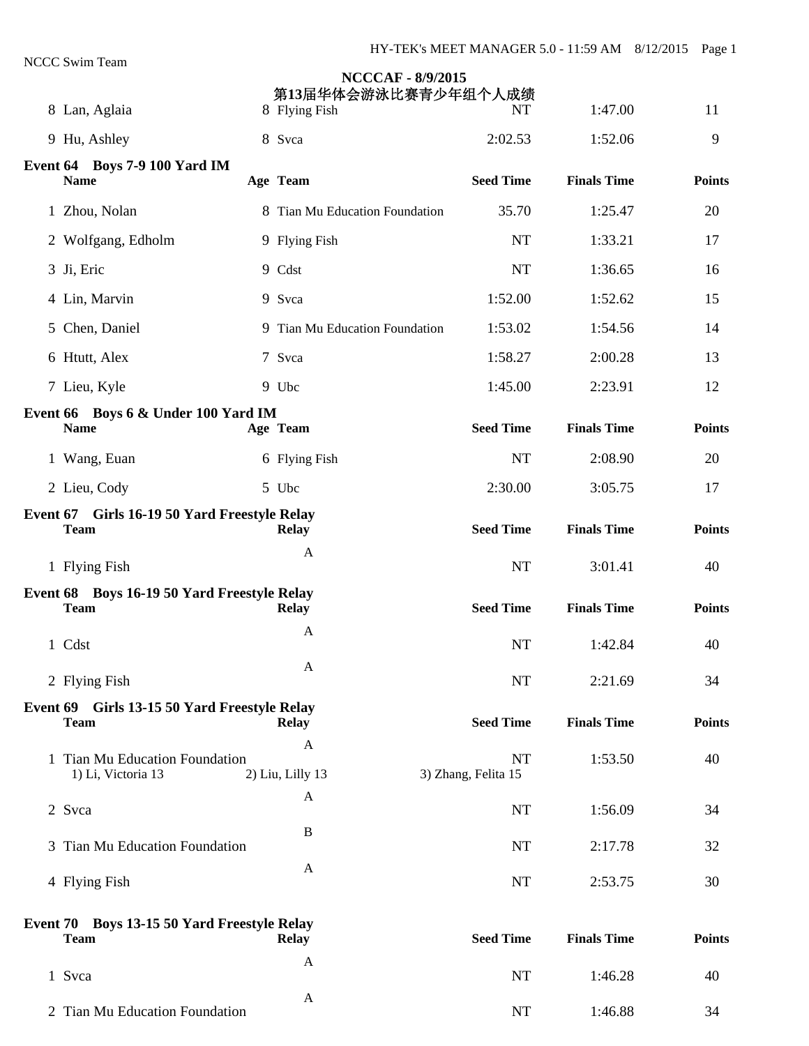NCCC Swim Team

**NCCCAF - 8/9/2015**
**第13届华体会游泳比赛青少年组个人成绩**

| | Name | Age | Team | Seed Time | Finals Time | Points |
|---|---|---|---|---|---|---|
| 8 | Lan, Aglaia | 8 | Flying Fish | NT | 1:47.00 | 11 |
| 9 | Hu, Ashley | 8 | Svca | 2:02.53 | 1:52.06 | 9 |

**Event 64 Boys 7-9 100 Yard IM**

| | Name | Age | Team | Seed Time | Finals Time | Points |
|---|---|---|---|---|---|---|
| 1 | Zhou, Nolan | 8 | Tian Mu Education Foundation | 35.70 | 1:25.47 | 20 |
| 2 | Wolfgang, Edholm | 9 | Flying Fish | NT | 1:33.21 | 17 |
| 3 | Ji, Eric | 9 | Cdst | NT | 1:36.65 | 16 |
| 4 | Lin, Marvin | 9 | Svca | 1:52.00 | 1:52.62 | 15 |
| 5 | Chen, Daniel | 9 | Tian Mu Education Foundation | 1:53.02 | 1:54.56 | 14 |
| 6 | Htutt, Alex | 7 | Svca | 1:58.27 | 2:00.28 | 13 |
| 7 | Lieu, Kyle | 9 | Ubc | 1:45.00 | 2:23.91 | 12 |

**Event 66 Boys 6 & Under 100 Yard IM**

| | Name | Age | Team | Seed Time | Finals Time | Points |
|---|---|---|---|---|---|---|
| 1 | Wang, Euan | 6 | Flying Fish | NT | 2:08.90 | 20 |
| 2 | Lieu, Cody | 5 | Ubc | 2:30.00 | 3:05.75 | 17 |

**Event 67 Girls 16-19 50 Yard Freestyle Relay**

| | Team | Relay | Seed Time | Finals Time | Points |
|---|---|---|---|---|---|
| 1 | Flying Fish | A | NT | 3:01.41 | 40 |

**Event 68 Boys 16-19 50 Yard Freestyle Relay**

| | Team | Relay | Seed Time | Finals Time | Points |
|---|---|---|---|---|---|
| 1 | Cdst | A | NT | 1:42.84 | 40 |
| 2 | Flying Fish | A | NT | 2:21.69 | 34 |

**Event 69 Girls 13-15 50 Yard Freestyle Relay**

| | Team | Relay | Seed Time | Finals Time | Points |
|---|---|---|---|---|---|
| 1 | Tian Mu Education Foundation | A | NT | 1:53.50 | 40 |
| | 1) Li, Victoria 13 | 2) Liu, Lilly 13 | 3) Zhang, Felita 15 | | |
| 2 | Svca | A | NT | 1:56.09 | 34 |
| 3 | Tian Mu Education Foundation | B | NT | 2:17.78 | 32 |
| 4 | Flying Fish | A | NT | 2:53.75 | 30 |

**Event 70 Boys 13-15 50 Yard Freestyle Relay**

| | Team | Relay | Seed Time | Finals Time | Points |
|---|---|---|---|---|---|
| 1 | Svca | A | NT | 1:46.28 | 40 |
| 2 | Tian Mu Education Foundation | A | NT | 1:46.88 | 34 |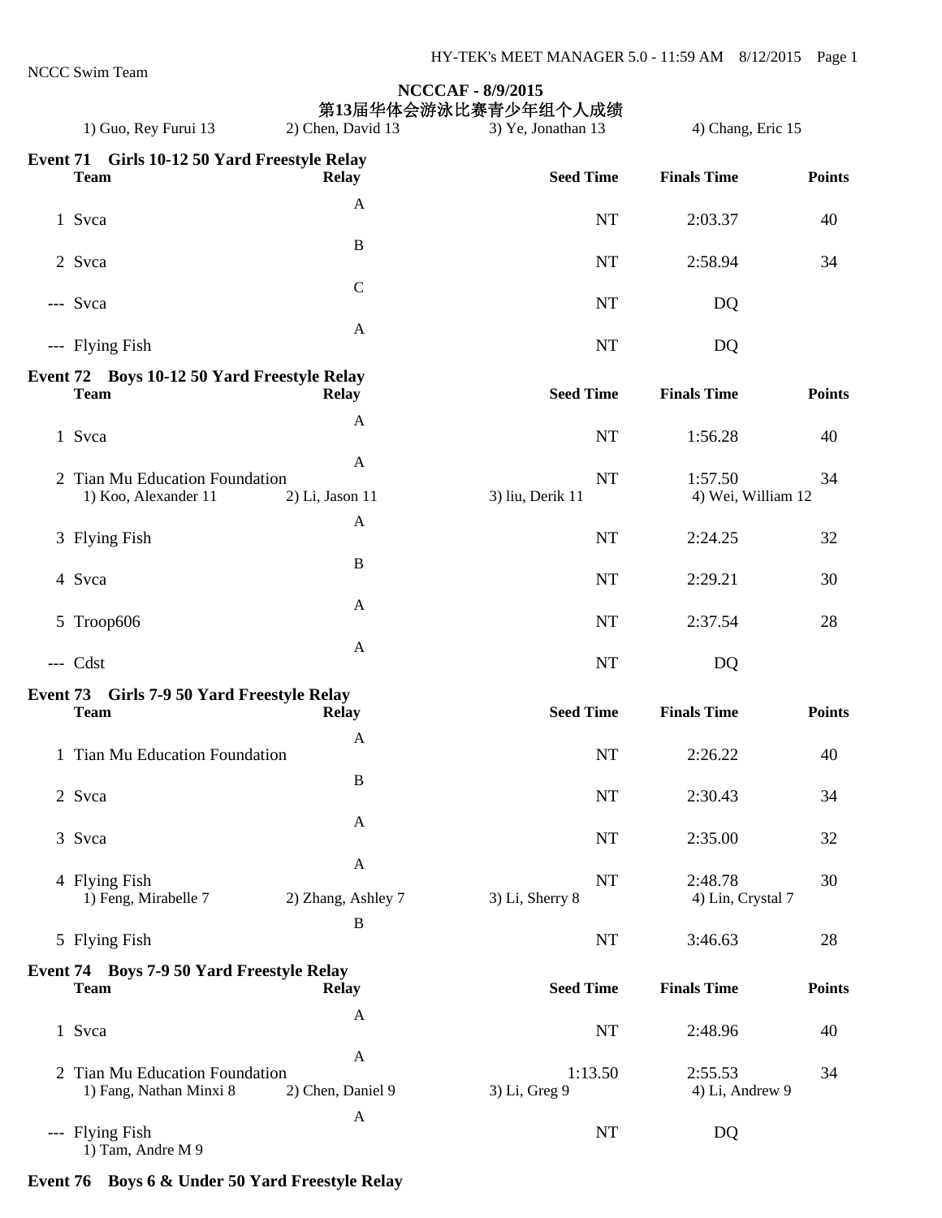NCCC Swim Team

**NCCCAF - 8/9/2015**
**第13届华体会游泳比赛青少年组个人成绩**

1) Guo, Rey Furui 13 2) Chen, David 13 3) Ye, Jonathan 13 4) Chang, Eric 15

## Event 71 Girls 10-12 50 Yard Freestyle Relay

| | Team | Relay | Seed Time | Finals Time | Points |
|---|---|---|---|---|---|
| 1 | Svca | A | NT | 2:03.37 | 40 |
| 2 | Svca | B | NT | 2:58.94 | 34 |
| --- | Svca | C | NT | DQ | |
| --- | Flying Fish | A | NT | DQ | |

## Event 72 Boys 10-12 50 Yard Freestyle Relay

| | Team | Relay | Seed Time | Finals Time | Points |
|---|---|---|---|---|---|
| 1 | Svca | A | NT | 1:56.28 | 40 |
| 2 | Tian Mu Education Foundation | A | NT | 1:57.50 | 34 |
| | 1) Koo, Alexander 11 | 2) Li, Jason 11 | 3) liu, Derik 11 | 4) Wei, William 12 | |
| 3 | Flying Fish | A | NT | 2:24.25 | 32 |
| 4 | Svca | B | NT | 2:29.21 | 30 |
| 5 | Troop606 | A | NT | 2:37.54 | 28 |
| --- | Cdst | A | NT | DQ | |

## Event 73 Girls 7-9 50 Yard Freestyle Relay

| | Team | Relay | Seed Time | Finals Time | Points |
|---|---|---|---|---|---|
| 1 | Tian Mu Education Foundation | A | NT | 2:26.22 | 40 |
| 2 | Svca | B | NT | 2:30.43 | 34 |
| 3 | Svca | A | NT | 2:35.00 | 32 |
| 4 | Flying Fish | A | NT | 2:48.78 | 30 |
| | 1) Feng, Mirabelle 7 | 2) Zhang, Ashley 7 | 3) Li, Sherry 8 | 4) Lin, Crystal 7 | |
| 5 | Flying Fish | B | NT | 3:46.63 | 28 |

## Event 74 Boys 7-9 50 Yard Freestyle Relay

| | Team | Relay | Seed Time | Finals Time | Points |
|---|---|---|---|---|---|
| 1 | Svca | A | NT | 2:48.96 | 40 |
| 2 | Tian Mu Education Foundation | A | 1:13.50 | 2:55.53 | 34 |
| | 1) Fang, Nathan Minxi 8 | 2) Chen, Daniel 9 | 3) Li, Greg 9 | 4) Li, Andrew 9 | |
| --- | Flying Fish | A | NT | DQ | |
| | 1) Tam, Andre M 9 | | | | |

## Event 76 Boys 6 & Under 50 Yard Freestyle Relay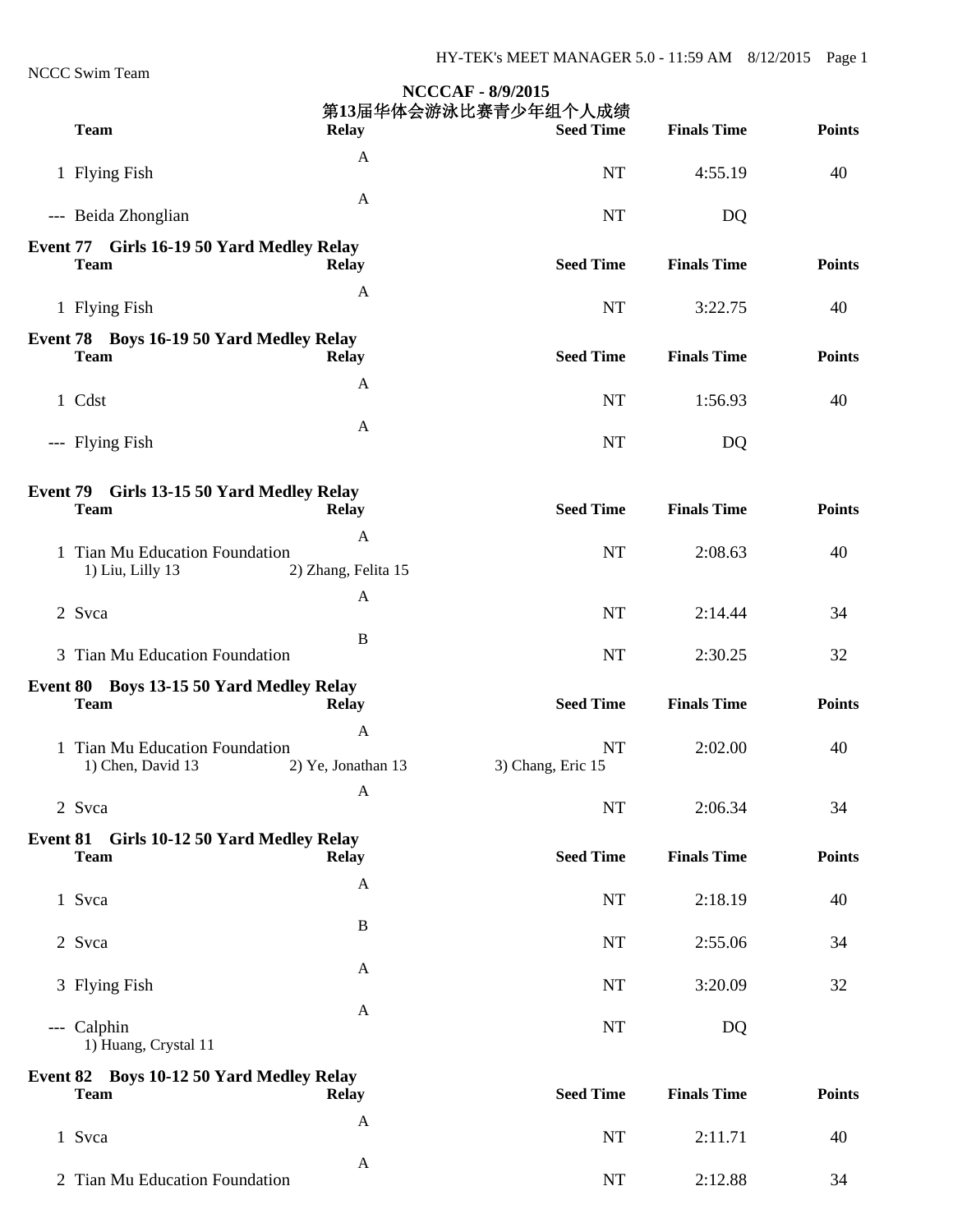NCCC Swim Team

**NCCCAF - 8/9/2015**
**第13届华体会游泳比赛青少年组个人成绩**

| | Team | Relay | Seed Time | Finals Time | Points |
|---|---|---|---|---|---|
| 1 | Flying Fish | A | NT | 4:55.19 | 40 |
| --- | Beida Zhonglian | A | NT | DQ | |

### Event 77 Girls 16-19 50 Yard Medley Relay

| | Team | Relay | Seed Time | Finals Time | Points |
|---|---|---|---|---|---|
| 1 | Flying Fish | A | NT | 3:22.75 | 40 |

### Event 78 Boys 16-19 50 Yard Medley Relay

| | Team | Relay | Seed Time | Finals Time | Points |
|---|---|---|---|---|---|
| 1 | Cdst | A | NT | 1:56.93 | 40 |
| --- | Flying Fish | A | NT | DQ | |

### Event 79 Girls 13-15 50 Yard Medley Relay

| | Team | Relay | Seed Time | Finals Time | Points |
|---|---|---|---|---|---|
| 1 | Tian Mu Education Foundation | A | NT | 2:08.63 | 40 |
| | 1) Liu, Lilly 13 | 2) Zhang, Felita 15 | | | |
| 2 | Svca | A | NT | 2:14.44 | 34 |
| 3 | Tian Mu Education Foundation | B | NT | 2:30.25 | 32 |

### Event 80 Boys 13-15 50 Yard Medley Relay

| | Team | Relay | Seed Time | Finals Time | Points |
|---|---|---|---|---|---|
| 1 | Tian Mu Education Foundation | A | NT | 2:02.00 | 40 |
| | 1) Chen, David 13 | 2) Ye, Jonathan 13 | 3) Chang, Eric 15 | | |
| 2 | Svca | A | NT | 2:06.34 | 34 |

### Event 81 Girls 10-12 50 Yard Medley Relay

| | Team | Relay | Seed Time | Finals Time | Points |
|---|---|---|---|---|---|
| 1 | Svca | A | NT | 2:18.19 | 40 |
| 2 | Svca | B | NT | 2:55.06 | 34 |
| 3 | Flying Fish | A | NT | 3:20.09 | 32 |
| --- | Calphin | A | NT | DQ | |
| | 1) Huang, Crystal 11 | | | | |

### Event 82 Boys 10-12 50 Yard Medley Relay

| | Team | Relay | Seed Time | Finals Time | Points |
|---|---|---|---|---|---|
| 1 | Svca | A | NT | 2:11.71 | 40 |
| 2 | Tian Mu Education Foundation | A | NT | 2:12.88 | 34 |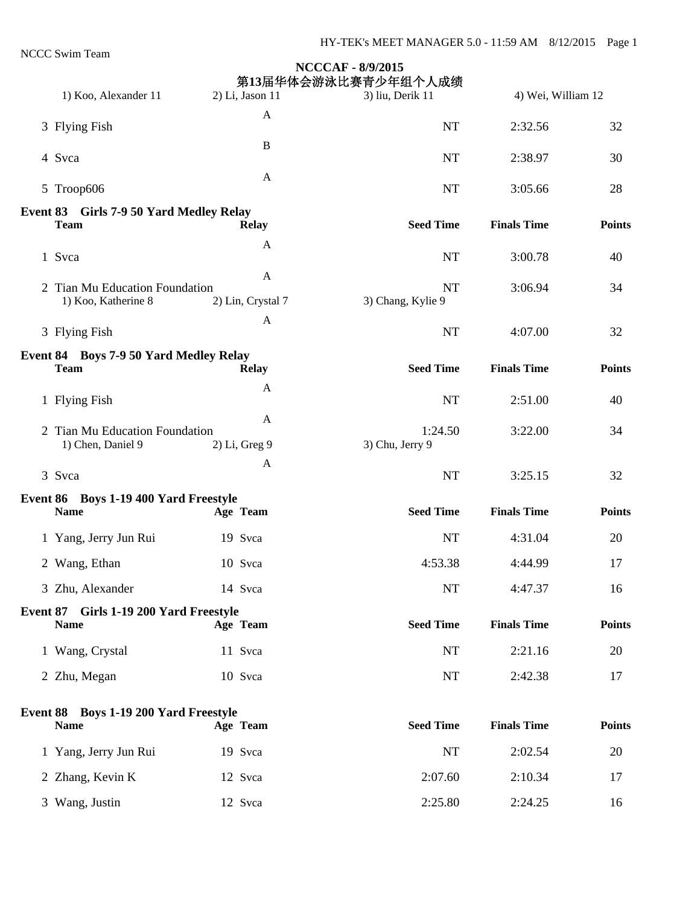NCCC Swim Team

**NCCCAF - 8/9/2015**
**第13届华体会游泳比赛青少年组个人成绩**

| | | | | |
|---|---|---|---|---|
| 1) Koo, Alexander 11 | 2) Li, Jason 11 | 3) liu, Derik 11 | 4) Wei, William 12 | |
| 3 Flying Fish | A | NT | 2:32.56 | 32 |
| 4 Svca | B | NT | 2:38.97 | 30 |
| 5 Troop606 | A | NT | 3:05.66 | 28 |

**Event 83 Girls 7-9 50 Yard Medley Relay**

| Team | Relay | Seed Time | Finals Time | Points |
|---|---|---|---|---|
| 1 Svca | A | NT | 3:00.78 | 40 |
| 2 Tian Mu Education Foundation | A | NT | 3:06.94 | 34 |
| 1) Koo, Katherine 8 | 2) Lin, Crystal 7 | 3) Chang, Kylie 9 | | |
| 3 Flying Fish | A | NT | 4:07.00 | 32 |

**Event 84 Boys 7-9 50 Yard Medley Relay**

| Team | Relay | Seed Time | Finals Time | Points |
|---|---|---|---|---|
| 1 Flying Fish | A | NT | 2:51.00 | 40 |
| 2 Tian Mu Education Foundation | A | 1:24.50 | 3:22.00 | 34 |
| 1) Chen, Daniel 9 | 2) Li, Greg 9 | 3) Chu, Jerry 9 | | |
| 3 Svca | A | NT | 3:25.15 | 32 |

**Event 86 Boys 1-19 400 Yard Freestyle**

| Name | Age | Team | Seed Time | Finals Time | Points |
|---|---|---|---|---|---|
| 1 Yang, Jerry Jun Rui | 19 | Svca | NT | 4:31.04 | 20 |
| 2 Wang, Ethan | 10 | Svca | 4:53.38 | 4:44.99 | 17 |
| 3 Zhu, Alexander | 14 | Svca | NT | 4:47.37 | 16 |

**Event 87 Girls 1-19 200 Yard Freestyle**

| Name | Age | Team | Seed Time | Finals Time | Points |
|---|---|---|---|---|---|
| 1 Wang, Crystal | 11 | Svca | NT | 2:21.16 | 20 |
| 2 Zhu, Megan | 10 | Svca | NT | 2:42.38 | 17 |

**Event 88 Boys 1-19 200 Yard Freestyle**

| Name | Age | Team | Seed Time | Finals Time | Points |
|---|---|---|---|---|---|
| 1 Yang, Jerry Jun Rui | 19 | Svca | NT | 2:02.54 | 20 |
| 2 Zhang, Kevin K | 12 | Svca | 2:07.60 | 2:10.34 | 17 |
| 3 Wang, Justin | 12 | Svca | 2:25.80 | 2:24.25 | 16 |